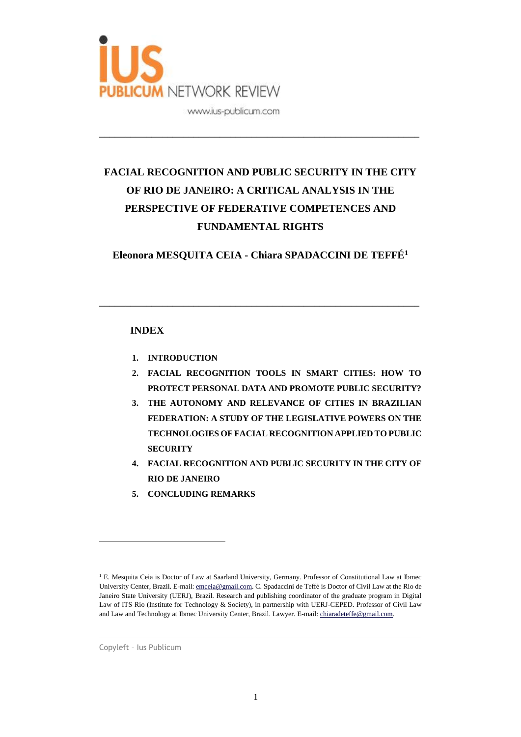# FACIAL RECOGNITION AND PUBLIC SECURITY IN THE CITY OF RIO DE JANEIRO: A CRITICAL ANALYSIS IN THE PERSPECTIVE OF FEDERATIVE COMPETENCES AND FUNDAMENTAL RIGHTS

**Eleonora MESQUITA CEIA - Chiara SPADACCINI DE TEFFÉ**[1]

## INDEX

1. **INTRODUCTION**
2. **FACIAL RECOGNITION TOOLS IN SMART CITIES: HOW TO PROTECT PERSONAL DATA AND PROMOTE PUBLIC SECURITY?**
3. **THE AUTONOMY AND RELEVANCE OF CITIES IN BRAZILIAN FEDERATION: A STUDY OF THE LEGISLATIVE POWERS ON THE TECHNOLOGIES OF FACIAL RECOGNITION APPLIED TO PUBLIC SECURITY**
4. **FACIAL RECOGNITION AND PUBLIC SECURITY IN THE CITY OF RIO DE JANEIRO**
5. **CONCLUDING REMARKS**

---

[1] E. Mesquita Ceia is Doctor of Law at Saarland University, Germany. Professor of Constitutional Law at Ibmec University Center, Brazil. E-mail: emceia@gmail.com. C. Spadaccini de Teffè is Doctor of Civil Law at the Rio de Janeiro State University (UERJ), Brazil. Research and publishing coordinator of the graduate program in Digital Law of ITS Rio (Institute for Technology & Society), in partnership with UERJ-CEPED. Professor of Civil Law and Law and Technology at Ibmec University Center, Brazil. Lawyer. E-mail: chiaradeteffe@gmail.com.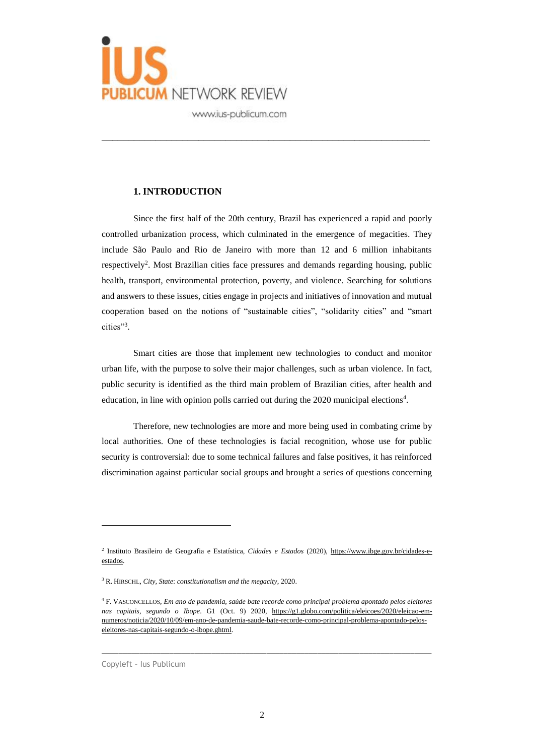## 1. INTRODUCTION

Since the first half of the 20th century, Brazil has experienced a rapid and poorly controlled urbanization process, which culminated in the emergence of megacities. They include São Paulo and Rio de Janeiro with more than 12 and 6 million inhabitants respectively[2]. Most Brazilian cities face pressures and demands regarding housing, public health, transport, environmental protection, poverty, and violence. Searching for solutions and answers to these issues, cities engage in projects and initiatives of innovation and mutual cooperation based on the notions of "sustainable cities", "solidarity cities" and "smart cities"[3].

Smart cities are those that implement new technologies to conduct and monitor urban life, with the purpose to solve their major challenges, such as urban violence. In fact, public security is identified as the third main problem of Brazilian cities, after health and education, in line with opinion polls carried out during the 2020 municipal elections[4].

Therefore, new technologies are more and more being used in combating crime by local authorities. One of these technologies is facial recognition, whose use for public security is controversial: due to some technical failures and false positives, it has reinforced discrimination against particular social groups and brought a series of questions concerning

---

[2] Instituto Brasileiro de Geografia e Estatística, *Cidades e Estados* (2020), https://www.ibge.gov.br/cidades-e-estados.

[3] R. HIRSCHL, *City, State*: *constitutionalism and the megacity*, 2020.

[4] F. VASCONCELLOS, *Em ano de pandemia, saúde bate recorde como principal problema apontado pelos eleitores nas capitais, segundo o Ibope*. G1 (Oct. 9) 2020, https://g1.globo.com/politica/eleicoes/2020/eleicao-em-numeros/noticia/2020/10/09/em-ano-de-pandemia-saude-bate-recorde-como-principal-problema-apontado-pelos-eleitores-nas-capitais-segundo-o-ibope.ghtml.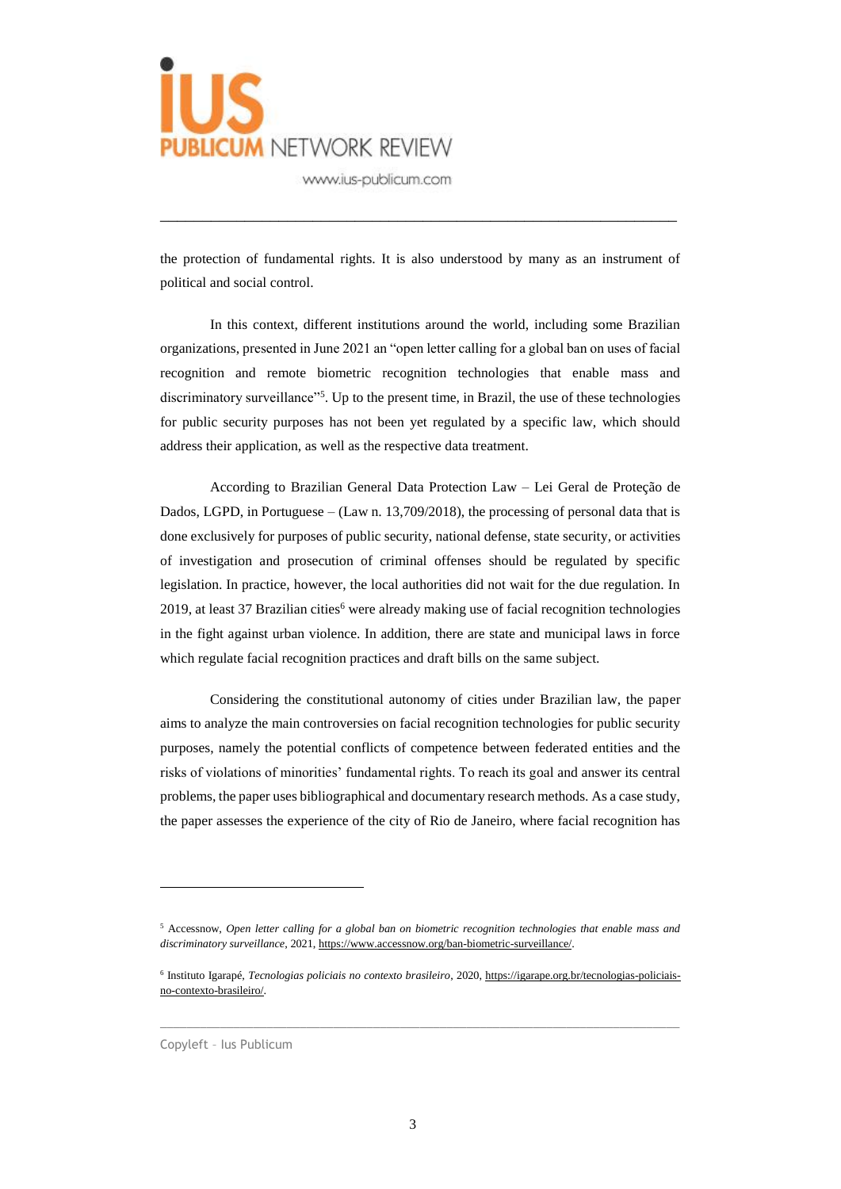the protection of fundamental rights. It is also understood by many as an instrument of political and social control.

In this context, different institutions around the world, including some Brazilian organizations, presented in June 2021 an "open letter calling for a global ban on uses of facial recognition and remote biometric recognition technologies that enable mass and discriminatory surveillance"[5]. Up to the present time, in Brazil, the use of these technologies for public security purposes has not been yet regulated by a specific law, which should address their application, as well as the respective data treatment.

According to Brazilian General Data Protection Law – Lei Geral de Proteção de Dados, LGPD, in Portuguese – (Law n. 13,709/2018), the processing of personal data that is done exclusively for purposes of public security, national defense, state security, or activities of investigation and prosecution of criminal offenses should be regulated by specific legislation. In practice, however, the local authorities did not wait for the due regulation. In 2019, at least 37 Brazilian cities[6] were already making use of facial recognition technologies in the fight against urban violence. In addition, there are state and municipal laws in force which regulate facial recognition practices and draft bills on the same subject.

Considering the constitutional autonomy of cities under Brazilian law, the paper aims to analyze the main controversies on facial recognition technologies for public security purposes, namely the potential conflicts of competence between federated entities and the risks of violations of minorities' fundamental rights. To reach its goal and answer its central problems, the paper uses bibliographical and documentary research methods. As a case study, the paper assesses the experience of the city of Rio de Janeiro, where facial recognition has

---

[5] Accessnow, *Open letter calling for a global ban on biometric recognition technologies that enable mass and discriminatory surveillance*, 2021, https://www.accessnow.org/ban-biometric-surveillance/.

[6] Instituto Igarapé, *Tecnologias policiais no contexto brasileiro*, 2020, https://igarape.org.br/tecnologias-policiais-no-contexto-brasileiro/.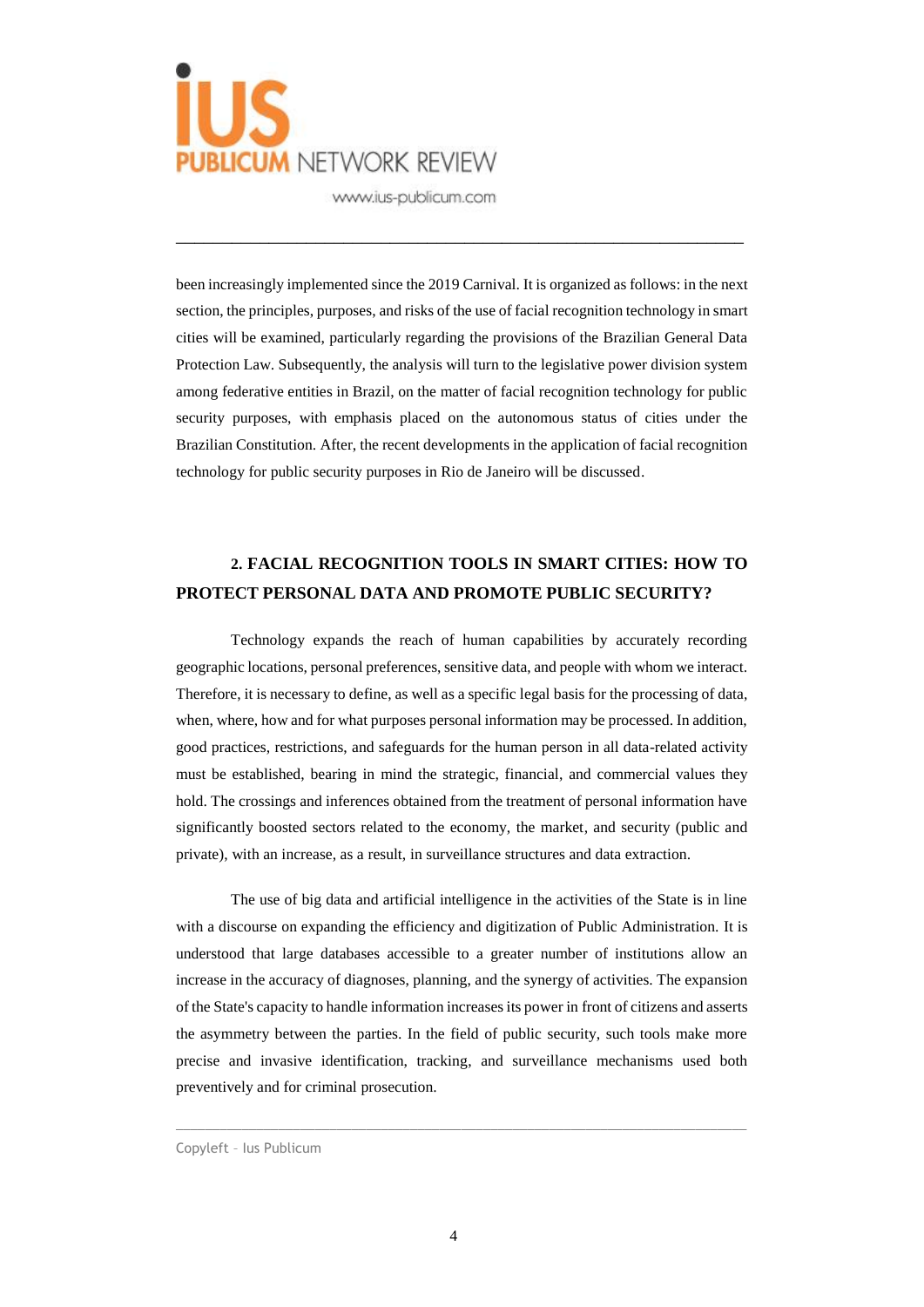been increasingly implemented since the 2019 Carnival. It is organized as follows: in the next section, the principles, purposes, and risks of the use of facial recognition technology in smart cities will be examined, particularly regarding the provisions of the Brazilian General Data Protection Law. Subsequently, the analysis will turn to the legislative power division system among federative entities in Brazil, on the matter of facial recognition technology for public security purposes, with emphasis placed on the autonomous status of cities under the Brazilian Constitution. After, the recent developments in the application of facial recognition technology for public security purposes in Rio de Janeiro will be discussed.

## 2. FACIAL RECOGNITION TOOLS IN SMART CITIES: HOW TO PROTECT PERSONAL DATA AND PROMOTE PUBLIC SECURITY?

Technology expands the reach of human capabilities by accurately recording geographic locations, personal preferences, sensitive data, and people with whom we interact. Therefore, it is necessary to define, as well as a specific legal basis for the processing of data, when, where, how and for what purposes personal information may be processed. In addition, good practices, restrictions, and safeguards for the human person in all data-related activity must be established, bearing in mind the strategic, financial, and commercial values they hold. The crossings and inferences obtained from the treatment of personal information have significantly boosted sectors related to the economy, the market, and security (public and private), with an increase, as a result, in surveillance structures and data extraction.

The use of big data and artificial intelligence in the activities of the State is in line with a discourse on expanding the efficiency and digitization of Public Administration. It is understood that large databases accessible to a greater number of institutions allow an increase in the accuracy of diagnoses, planning, and the synergy of activities. The expansion of the State's capacity to handle information increases its power in front of citizens and asserts the asymmetry between the parties. In the field of public security, such tools make more precise and invasive identification, tracking, and surveillance mechanisms used both preventively and for criminal prosecution.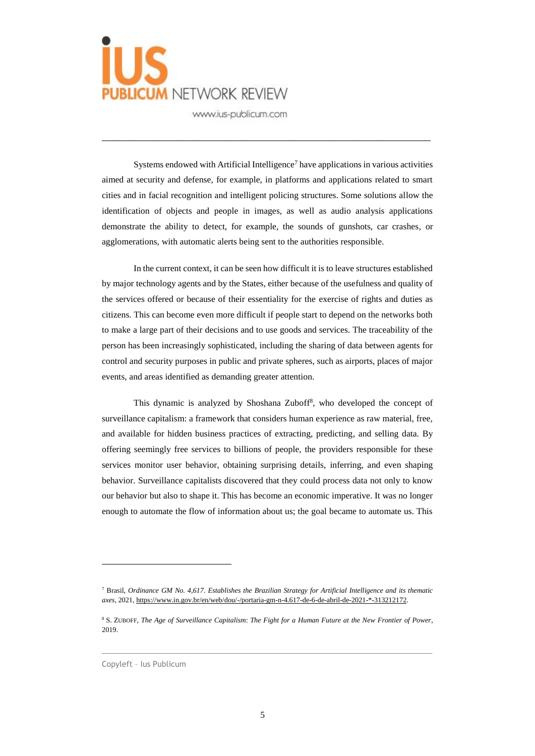Systems endowed with Artificial Intelligence[7] have applications in various activities aimed at security and defense, for example, in platforms and applications related to smart cities and in facial recognition and intelligent policing structures. Some solutions allow the identification of objects and people in images, as well as audio analysis applications demonstrate the ability to detect, for example, the sounds of gunshots, car crashes, or agglomerations, with automatic alerts being sent to the authorities responsible.

In the current context, it can be seen how difficult it is to leave structures established by major technology agents and by the States, either because of the usefulness and quality of the services offered or because of their essentiality for the exercise of rights and duties as citizens. This can become even more difficult if people start to depend on the networks both to make a large part of their decisions and to use goods and services. The traceability of the person has been increasingly sophisticated, including the sharing of data between agents for control and security purposes in public and private spheres, such as airports, places of major events, and areas identified as demanding greater attention.

This dynamic is analyzed by Shoshana Zuboff[8], who developed the concept of surveillance capitalism: a framework that considers human experience as raw material, free, and available for hidden business practices of extracting, predicting, and selling data. By offering seemingly free services to billions of people, the providers responsible for these services monitor user behavior, obtaining surprising details, inferring, and even shaping behavior. Surveillance capitalists discovered that they could process data not only to know our behavior but also to shape it. This has become an economic imperative. It was no longer enough to automate the flow of information about us; the goal became to automate us. This

---

[7] Brasil, *Ordinance GM No. 4,617. Establishes the Brazilian Strategy for Artificial Intelligence and its thematic axes*, 2021, https://www.in.gov.br/en/web/dou/-/portaria-gm-n-4.617-de-6-de-abril-de-2021-*-313212172.

[8] S. Zuboff, *The Age of Surveillance Capitalism*: *The Fight for a Human Future at the New Frontier of Power*, 2019.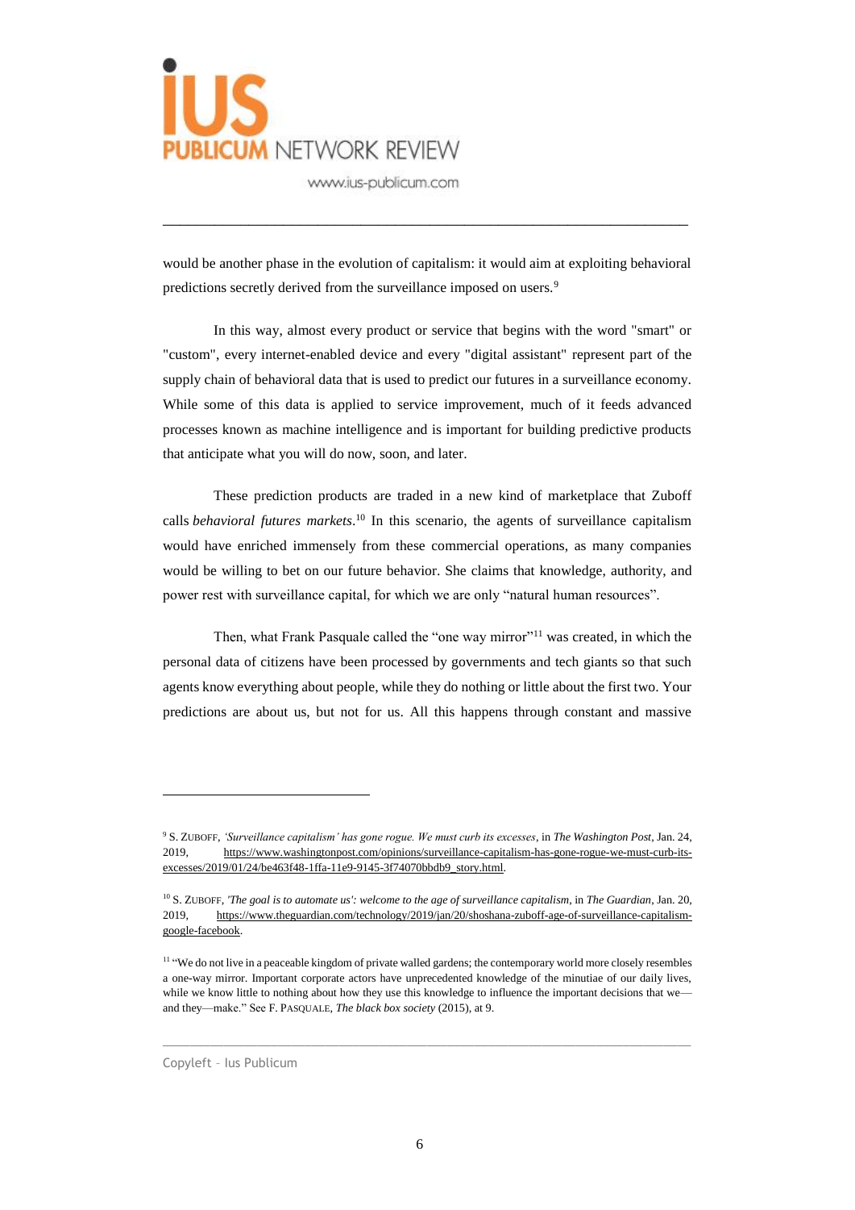would be another phase in the evolution of capitalism: it would aim at exploiting behavioral predictions secretly derived from the surveillance imposed on users.[9]

In this way, almost every product or service that begins with the word "smart" or "custom", every internet-enabled device and every "digital assistant" represent part of the supply chain of behavioral data that is used to predict our futures in a surveillance economy. While some of this data is applied to service improvement, much of it feeds advanced processes known as machine intelligence and is important for building predictive products that anticipate what you will do now, soon, and later.

These prediction products are traded in a new kind of marketplace that Zuboff calls *behavioral futures markets*.[10] In this scenario, the agents of surveillance capitalism would have enriched immensely from these commercial operations, as many companies would be willing to bet on our future behavior. She claims that knowledge, authority, and power rest with surveillance capital, for which we are only "natural human resources".

Then, what Frank Pasquale called the "one way mirror"[11] was created, in which the personal data of citizens have been processed by governments and tech giants so that such agents know everything about people, while they do nothing or little about the first two. Your predictions are about us, but not for us. All this happens through constant and massive

---

[9] S. ZUBOFF, *'Surveillance capitalism' has gone rogue. We must curb its excesses*, in *The Washington Post*, Jan. 24, 2019, https://www.washingtonpost.com/opinions/surveillance-capitalism-has-gone-rogue-we-must-curb-its-excesses/2019/01/24/be463f48-1ffa-11e9-9145-3f74070bbdb9_story.html.

[10] S. ZUBOFF, *'The goal is to automate us': welcome to the age of surveillance capitalism*, in *The Guardian*, Jan. 20, 2019, https://www.theguardian.com/technology/2019/jan/20/shoshana-zuboff-age-of-surveillance-capitalism-google-facebook.

[11] "We do not live in a peaceable kingdom of private walled gardens; the contemporary world more closely resembles a one-way mirror. Important corporate actors have unprecedented knowledge of the minutiae of our daily lives, while we know little to nothing about how they use this knowledge to influence the important decisions that we—and they—make." See F. PASQUALE, *The black box society* (2015), at 9.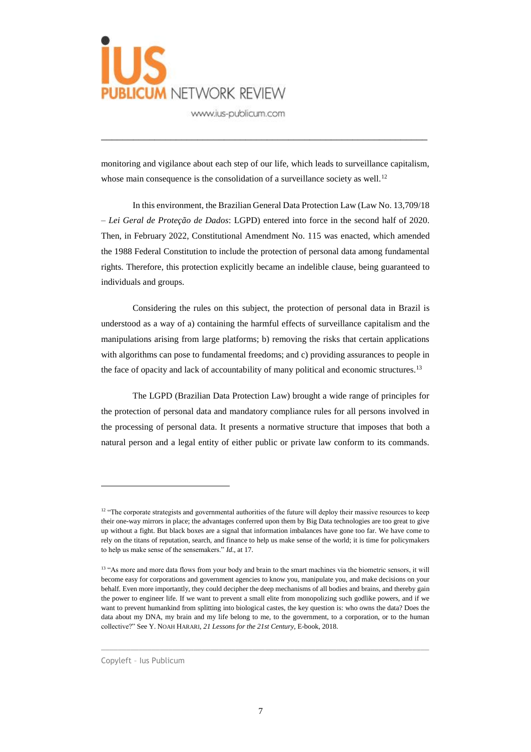monitoring and vigilance about each step of our life, which leads to surveillance capitalism, whose main consequence is the consolidation of a surveillance society as well.[12]

In this environment, the Brazilian General Data Protection Law (Law No. 13,709/18 – *Lei Geral de Proteção de Dados*: LGPD) entered into force in the second half of 2020. Then, in February 2022, Constitutional Amendment No. 115 was enacted, which amended the 1988 Federal Constitution to include the protection of personal data among fundamental rights. Therefore, this protection explicitly became an indelible clause, being guaranteed to individuals and groups.

Considering the rules on this subject, the protection of personal data in Brazil is understood as a way of a) containing the harmful effects of surveillance capitalism and the manipulations arising from large platforms; b) removing the risks that certain applications with algorithms can pose to fundamental freedoms; and c) providing assurances to people in the face of opacity and lack of accountability of many political and economic structures.[13]

The LGPD (Brazilian Data Protection Law) brought a wide range of principles for the protection of personal data and mandatory compliance rules for all persons involved in the processing of personal data. It presents a normative structure that imposes that both a natural person and a legal entity of either public or private law conform to its commands.

---

[12] "The corporate strategists and governmental authorities of the future will deploy their massive resources to keep their one-way mirrors in place; the advantages conferred upon them by Big Data technologies are too great to give up without a fight. But black boxes are a signal that information imbalances have gone too far. We have come to rely on the titans of reputation, search, and finance to help us make sense of the world; it is time for policymakers to help us make sense of the sensemakers." *Id*., at 17.

[13] "As more and more data flows from your body and brain to the smart machines via the biometric sensors, it will become easy for corporations and government agencies to know you, manipulate you, and make decisions on your behalf. Even more importantly, they could decipher the deep mechanisms of all bodies and brains, and thereby gain the power to engineer life. If we want to prevent a small elite from monopolizing such godlike powers, and if we want to prevent humankind from splitting into biological castes, the key question is: who owns the data? Does the data about my DNA, my brain and my life belong to me, to the government, to a corporation, or to the human collective?" See Y. NOAH HARARI, *21 Lessons for the 21st Century*, E-book, 2018.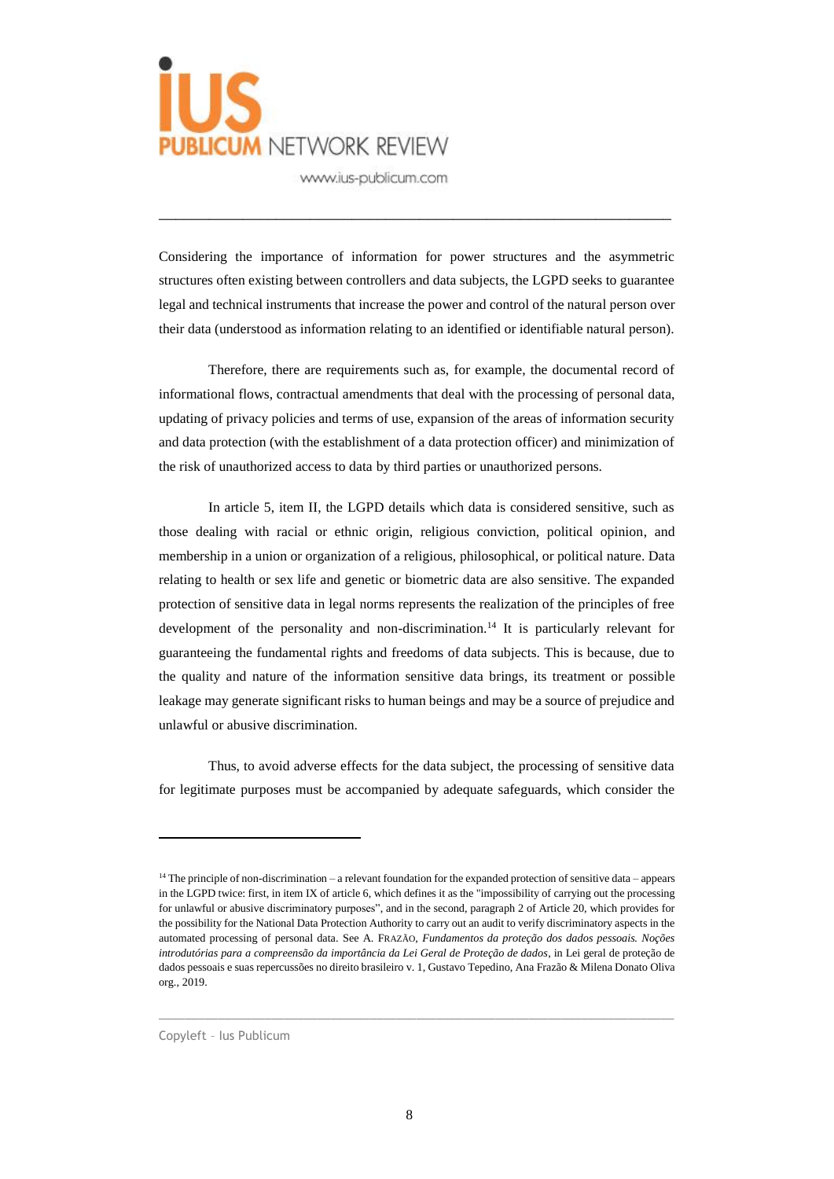Considering the importance of information for power structures and the asymmetric structures often existing between controllers and data subjects, the LGPD seeks to guarantee legal and technical instruments that increase the power and control of the natural person over their data (understood as information relating to an identified or identifiable natural person).

Therefore, there are requirements such as, for example, the documental record of informational flows, contractual amendments that deal with the processing of personal data, updating of privacy policies and terms of use, expansion of the areas of information security and data protection (with the establishment of a data protection officer) and minimization of the risk of unauthorized access to data by third parties or unauthorized persons.

In article 5, item II, the LGPD details which data is considered sensitive, such as those dealing with racial or ethnic origin, religious conviction, political opinion, and membership in a union or organization of a religious, philosophical, or political nature. Data relating to health or sex life and genetic or biometric data are also sensitive. The expanded protection of sensitive data in legal norms represents the realization of the principles of free development of the personality and non-discrimination.[14] It is particularly relevant for guaranteeing the fundamental rights and freedoms of data subjects. This is because, due to the quality and nature of the information sensitive data brings, its treatment or possible leakage may generate significant risks to human beings and may be a source of prejudice and unlawful or abusive discrimination.

Thus, to avoid adverse effects for the data subject, the processing of sensitive data for legitimate purposes must be accompanied by adequate safeguards, which consider the

---

[14] The principle of non-discrimination – a relevant foundation for the expanded protection of sensitive data – appears in the LGPD twice: first, in item IX of article 6, which defines it as the "impossibility of carrying out the processing for unlawful or abusive discriminatory purposes", and in the second, paragraph 2 of Article 20, which provides for the possibility for the National Data Protection Authority to carry out an audit to verify discriminatory aspects in the automated processing of personal data. See A. FRAZÃO, *Fundamentos da proteção dos dados pessoais. Noções introdutórias para a compreensão da importância da Lei Geral de Proteção de dados*, in Lei geral de proteção de dados pessoais e suas repercussões no direito brasileiro v. 1, Gustavo Tepedino, Ana Frazão & Milena Donato Oliva org., 2019.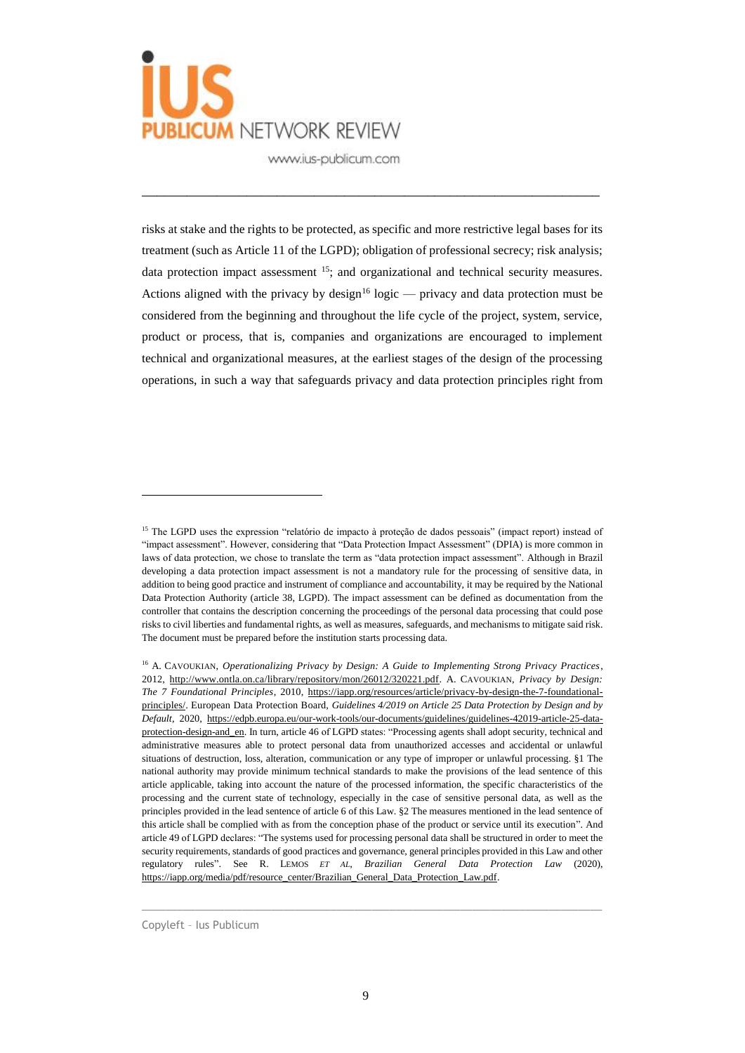risks at stake and the rights to be protected, as specific and more restrictive legal bases for its treatment (such as Article 11 of the LGPD); obligation of professional secrecy; risk analysis; data protection impact assessment [15]; and organizational and technical security measures. Actions aligned with the privacy by design[16] logic — privacy and data protection must be considered from the beginning and throughout the life cycle of the project, system, service, product or process, that is, companies and organizations are encouraged to implement technical and organizational measures, at the earliest stages of the design of the processing operations, in such a way that safeguards privacy and data protection principles right from

---

[15] The LGPD uses the expression "relatório de impacto à proteção de dados pessoais" (impact report) instead of "impact assessment". However, considering that "Data Protection Impact Assessment" (DPIA) is more common in laws of data protection, we chose to translate the term as "data protection impact assessment". Although in Brazil developing a data protection impact assessment is not a mandatory rule for the processing of sensitive data, in addition to being good practice and instrument of compliance and accountability, it may be required by the National Data Protection Authority (article 38, LGPD). The impact assessment can be defined as documentation from the controller that contains the description concerning the proceedings of the personal data processing that could pose risks to civil liberties and fundamental rights, as well as measures, safeguards, and mechanisms to mitigate said risk. The document must be prepared before the institution starts processing data.

[16] A. CAVOUKIAN, *Operationalizing Privacy by Design: A Guide to Implementing Strong Privacy Practices*, 2012, http://www.ontla.on.ca/library/repository/mon/26012/320221.pdf. A. CAVOUKIAN, *Privacy by Design: The 7 Foundational Principles*, 2010, https://iapp.org/resources/article/privacy-by-design-the-7-foundational-principles/. European Data Protection Board, *Guidelines 4/2019 on Article 25 Data Protection by Design and by Default*, 2020, https://edpb.europa.eu/our-work-tools/our-documents/guidelines/guidelines-42019-article-25-data-protection-design-and_en. In turn, article 46 of LGPD states: "Processing agents shall adopt security, technical and administrative measures able to protect personal data from unauthorized accesses and accidental or unlawful situations of destruction, loss, alteration, communication or any type of improper or unlawful processing. §1 The national authority may provide minimum technical standards to make the provisions of the lead sentence of this article applicable, taking into account the nature of the processed information, the specific characteristics of the processing and the current state of technology, especially in the case of sensitive personal data, as well as the principles provided in the lead sentence of article 6 of this Law. §2 The measures mentioned in the lead sentence of this article shall be complied with as from the conception phase of the product or service until its execution". And article 49 of LGPD declares: "The systems used for processing personal data shall be structured in order to meet the security requirements, standards of good practices and governance, general principles provided in this Law and other regulatory rules". See R. LEMOS *ET AL*, *Brazilian General Data Protection Law* (2020), https://iapp.org/media/pdf/resource_center/Brazilian_General_Data_Protection_Law.pdf.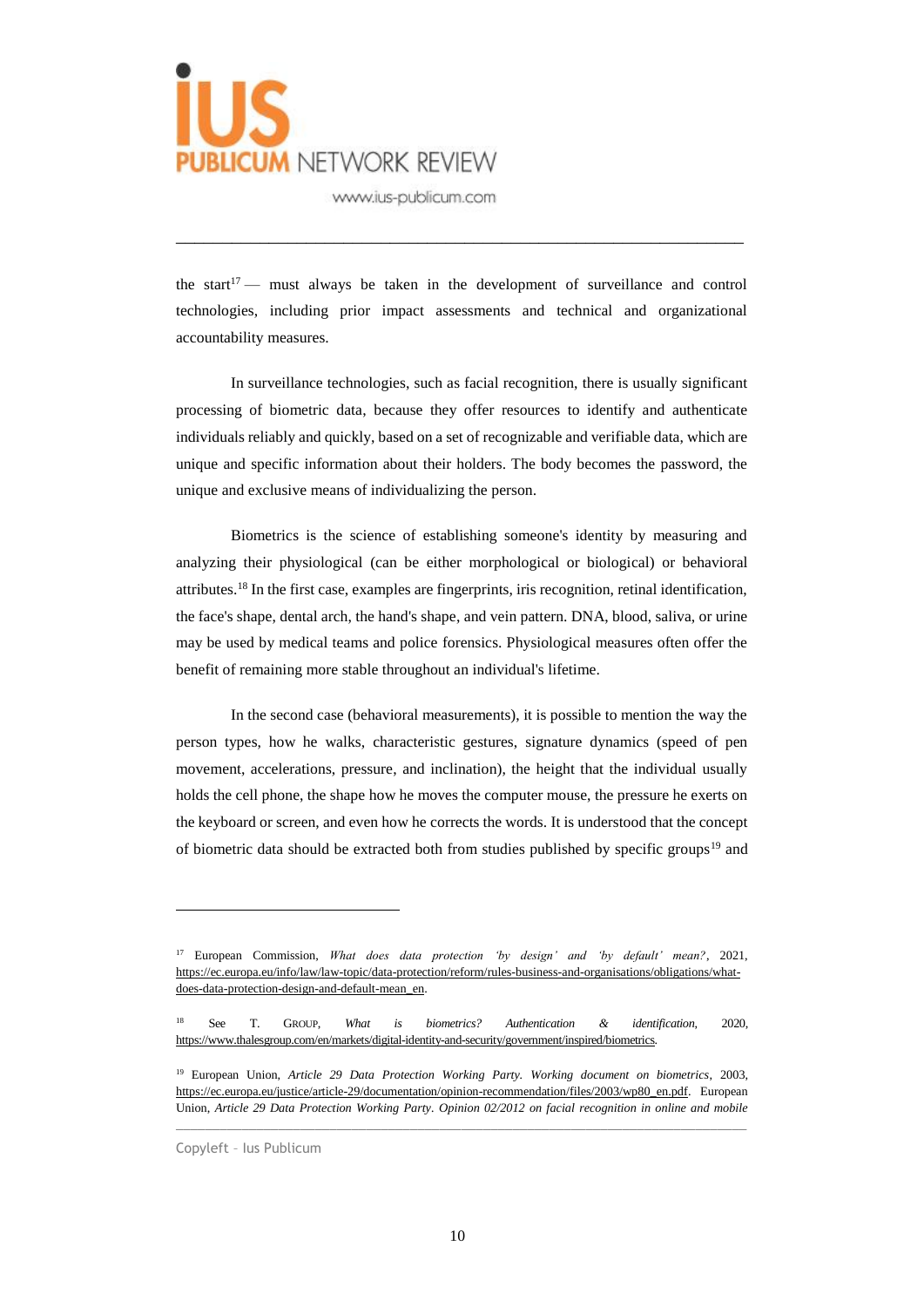the start[17] — must always be taken in the development of surveillance and control technologies, including prior impact assessments and technical and organizational accountability measures.

In surveillance technologies, such as facial recognition, there is usually significant processing of biometric data, because they offer resources to identify and authenticate individuals reliably and quickly, based on a set of recognizable and verifiable data, which are unique and specific information about their holders. The body becomes the password, the unique and exclusive means of individualizing the person.

Biometrics is the science of establishing someone's identity by measuring and analyzing their physiological (can be either morphological or biological) or behavioral attributes.[18] In the first case, examples are fingerprints, iris recognition, retinal identification, the face's shape, dental arch, the hand's shape, and vein pattern. DNA, blood, saliva, or urine may be used by medical teams and police forensics. Physiological measures often offer the benefit of remaining more stable throughout an individual's lifetime.

In the second case (behavioral measurements), it is possible to mention the way the person types, how he walks, characteristic gestures, signature dynamics (speed of pen movement, accelerations, pressure, and inclination), the height that the individual usually holds the cell phone, the shape how he moves the computer mouse, the pressure he exerts on the keyboard or screen, and even how he corrects the words. It is understood that the concept of biometric data should be extracted both from studies published by specific groups[19] and

---

[17] European Commission, *What does data protection 'by design' and 'by default' mean?*, 2021, https://ec.europa.eu/info/law/law-topic/data-protection/reform/rules-business-and-organisations/obligations/what-does-data-protection-design-and-default-mean_en.

[18] See T. GROUP, *What is biometrics? Authentication & identification*, 2020, https://www.thalesgroup.com/en/markets/digital-identity-and-security/government/inspired/biometrics.

[19] European Union, *Article 29 Data Protection Working Party. Working document on biometrics*, 2003, https://ec.europa.eu/justice/article-29/documentation/opinion-recommendation/files/2003/wp80_en.pdf. European Union, *Article 29 Data Protection Working Party. Opinion 02/2012 on facial recognition in online and mobile*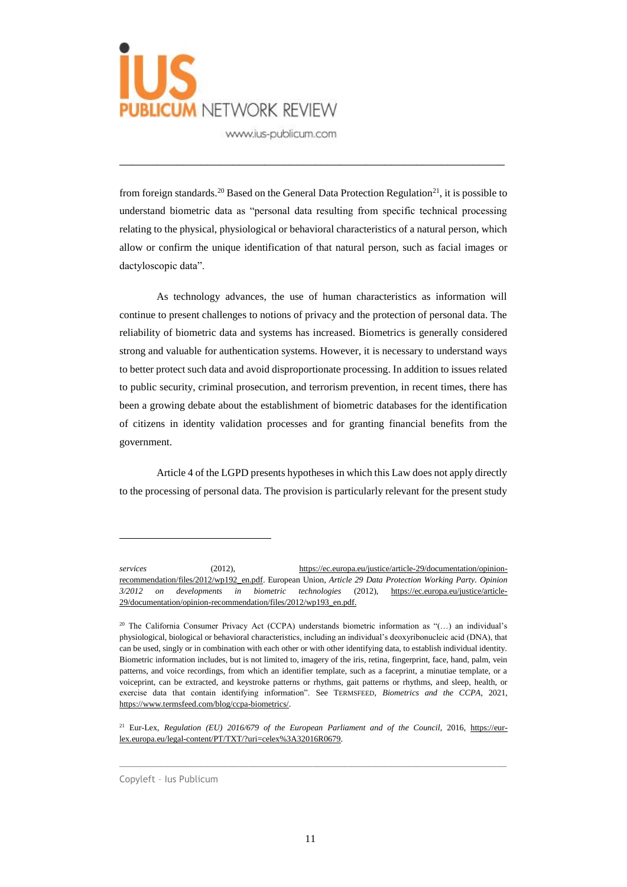from foreign standards.[20] Based on the General Data Protection Regulation[21], it is possible to understand biometric data as "personal data resulting from specific technical processing relating to the physical, physiological or behavioral characteristics of a natural person, which allow or confirm the unique identification of that natural person, such as facial images or dactyloscopic data".

As technology advances, the use of human characteristics as information will continue to present challenges to notions of privacy and the protection of personal data. The reliability of biometric data and systems has increased. Biometrics is generally considered strong and valuable for authentication systems. However, it is necessary to understand ways to better protect such data and avoid disproportionate processing. In addition to issues related to public security, criminal prosecution, and terrorism prevention, in recent times, there has been a growing debate about the establishment of biometric databases for the identification of citizens in identity validation processes and for granting financial benefits from the government.

Article 4 of the LGPD presents hypotheses in which this Law does not apply directly to the processing of personal data. The provision is particularly relevant for the present study

---

*services* (2012), https://ec.europa.eu/justice/article-29/documentation/opinion-recommendation/files/2012/wp192_en.pdf. European Union, *Article 29 Data Protection Working Party. Opinion 3/2012 on developments in biometric technologies* (2012), https://ec.europa.eu/justice/article-29/documentation/opinion-recommendation/files/2012/wp193_en.pdf.

[20] The California Consumer Privacy Act (CCPA) understands biometric information as "(…) an individual's physiological, biological or behavioral characteristics, including an individual's deoxyribonucleic acid (DNA), that can be used, singly or in combination with each other or with other identifying data, to establish individual identity. Biometric information includes, but is not limited to, imagery of the iris, retina, fingerprint, face, hand, palm, vein patterns, and voice recordings, from which an identifier template, such as a faceprint, a minutiae template, or a voiceprint, can be extracted, and keystroke patterns or rhythms, gait patterns or rhythms, and sleep, health, or exercise data that contain identifying information". See TERMSFEED, *Biometrics and the CCPA*, 2021, https://www.termsfeed.com/blog/ccpa-biometrics/.

[21] Eur-Lex, *Regulation (EU) 2016/679 of the European Parliament and of the Council*, 2016, https://eur-lex.europa.eu/legal-content/PT/TXT/?uri=celex%3A32016R0679.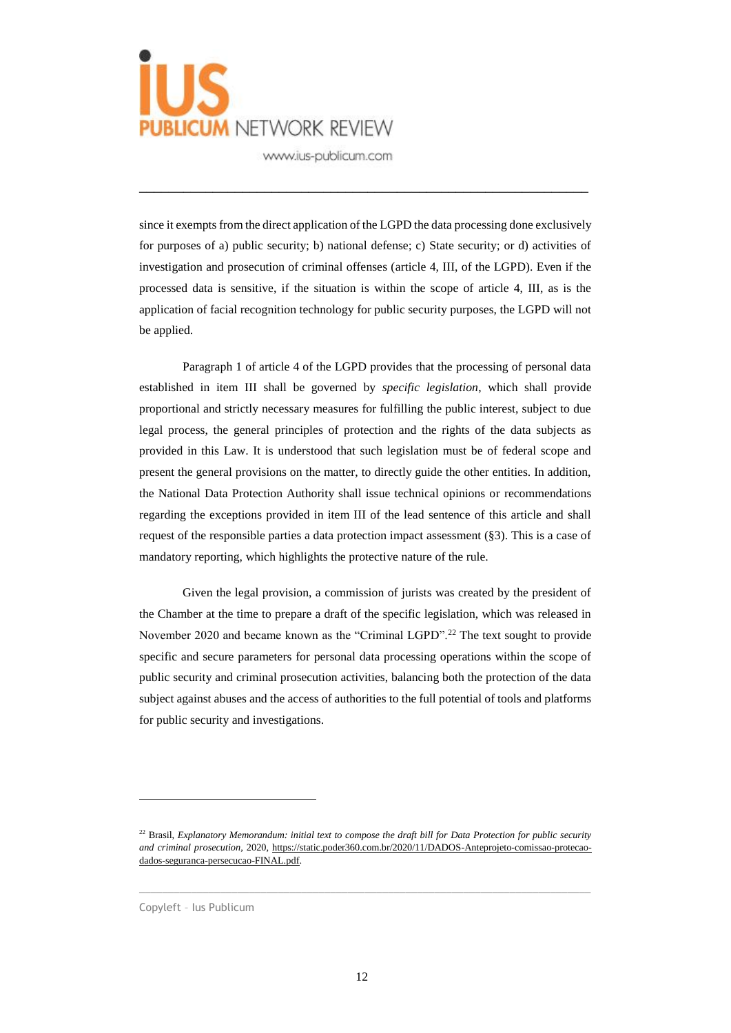since it exempts from the direct application of the LGPD the data processing done exclusively for purposes of a) public security; b) national defense; c) State security; or d) activities of investigation and prosecution of criminal offenses (article 4, III, of the LGPD). Even if the processed data is sensitive, if the situation is within the scope of article 4, III, as is the application of facial recognition technology for public security purposes, the LGPD will not be applied.

Paragraph 1 of article 4 of the LGPD provides that the processing of personal data established in item III shall be governed by *specific legislation*, which shall provide proportional and strictly necessary measures for fulfilling the public interest, subject to due legal process, the general principles of protection and the rights of the data subjects as provided in this Law. It is understood that such legislation must be of federal scope and present the general provisions on the matter, to directly guide the other entities. In addition, the National Data Protection Authority shall issue technical opinions or recommendations regarding the exceptions provided in item III of the lead sentence of this article and shall request of the responsible parties a data protection impact assessment (§3). This is a case of mandatory reporting, which highlights the protective nature of the rule.

Given the legal provision, a commission of jurists was created by the president of the Chamber at the time to prepare a draft of the specific legislation, which was released in November 2020 and became known as the "Criminal LGPD".[22] The text sought to provide specific and secure parameters for personal data processing operations within the scope of public security and criminal prosecution activities, balancing both the protection of the data subject against abuses and the access of authorities to the full potential of tools and platforms for public security and investigations.

---

[22] Brasil, *Explanatory Memorandum: initial text to compose the draft bill for Data Protection for public security and criminal prosecution*, 2020, https://static.poder360.com.br/2020/11/DADOS-Anteprojeto-comissao-protecao-dados-seguranca-persecucao-FINAL.pdf.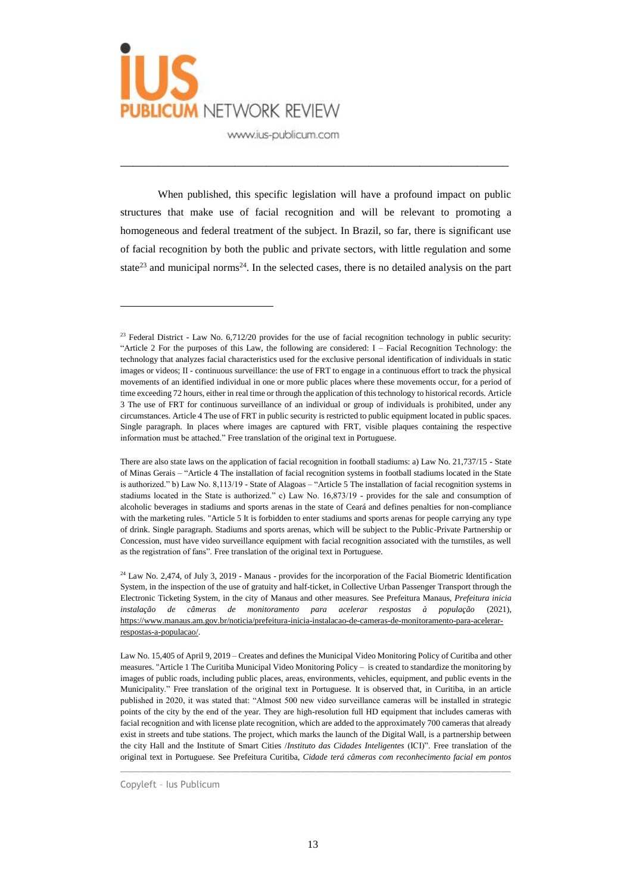When published, this specific legislation will have a profound impact on public structures that make use of facial recognition and will be relevant to promoting a homogeneous and federal treatment of the subject. In Brazil, so far, there is significant use of facial recognition by both the public and private sectors, with little regulation and some state[23] and municipal norms[24]. In the selected cases, there is no detailed analysis on the part

---

[23] Federal District - Law No. 6,712/20 provides for the use of facial recognition technology in public security: "Article 2 For the purposes of this Law, the following are considered: I – Facial Recognition Technology: the technology that analyzes facial characteristics used for the exclusive personal identification of individuals in static images or videos; II - continuous surveillance: the use of FRT to engage in a continuous effort to track the physical movements of an identified individual in one or more public places where these movements occur, for a period of time exceeding 72 hours, either in real time or through the application of this technology to historical records. Article 3 The use of FRT for continuous surveillance of an individual or group of individuals is prohibited, under any circumstances. Article 4 The use of FRT in public security is restricted to public equipment located in public spaces. Single paragraph. In places where images are captured with FRT, visible plaques containing the respective information must be attached." Free translation of the original text in Portuguese.

There are also state laws on the application of facial recognition in football stadiums: a) Law No. 21,737/15 - State of Minas Gerais – "Article 4 The installation of facial recognition systems in football stadiums located in the State is authorized." b) Law No. 8,113/19 - State of Alagoas – "Article 5 The installation of facial recognition systems in stadiums located in the State is authorized." c) Law No. 16,873/19 - provides for the sale and consumption of alcoholic beverages in stadiums and sports arenas in the state of Ceará and defines penalties for non-compliance with the marketing rules. "Article 5 It is forbidden to enter stadiums and sports arenas for people carrying any type of drink. Single paragraph. Stadiums and sports arenas, which will be subject to the Public-Private Partnership or Concession, must have video surveillance equipment with facial recognition associated with the turnstiles, as well as the registration of fans". Free translation of the original text in Portuguese.

[24] Law No. 2,474, of July 3, 2019 - Manaus - provides for the incorporation of the Facial Biometric Identification System, in the inspection of the use of gratuity and half-ticket, in Collective Urban Passenger Transport through the Electronic Ticketing System, in the city of Manaus and other measures. See Prefeitura Manaus, *Prefeitura inicia instalação de câmeras de monitoramento para acelerar respostas à população* (2021), https://www.manaus.am.gov.br/noticia/prefeitura-inicia-instalacao-de-cameras-de-monitoramento-para-acelerar-respostas-a-populacao/.

Law No. 15,405 of April 9, 2019 – Creates and defines the Municipal Video Monitoring Policy of Curitiba and other measures. "Article 1 The Curitiba Municipal Video Monitoring Policy – is created to standardize the monitoring by images of public roads, including public places, areas, environments, vehicles, equipment, and public events in the Municipality." Free translation of the original text in Portuguese. It is observed that, in Curitiba, in an article published in 2020, it was stated that: "Almost 500 new video surveillance cameras will be installed in strategic points of the city by the end of the year. They are high-resolution full HD equipment that includes cameras with facial recognition and with license plate recognition, which are added to the approximately 700 cameras that already exist in streets and tube stations. The project, which marks the launch of the Digital Wall, is a partnership between the city Hall and the Institute of Smart Cities /*Instituto das Cidades Inteligentes* (ICI)". Free translation of the original text in Portuguese. See Prefeitura Curitiba, *Cidade terá câmeras com reconhecimento facial em pontos*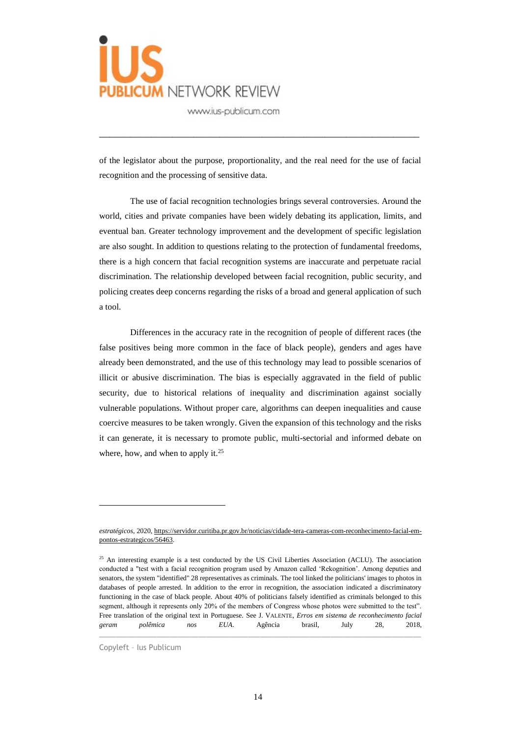of the legislator about the purpose, proportionality, and the real need for the use of facial recognition and the processing of sensitive data.

The use of facial recognition technologies brings several controversies. Around the world, cities and private companies have been widely debating its application, limits, and eventual ban. Greater technology improvement and the development of specific legislation are also sought. In addition to questions relating to the protection of fundamental freedoms, there is a high concern that facial recognition systems are inaccurate and perpetuate racial discrimination. The relationship developed between facial recognition, public security, and policing creates deep concerns regarding the risks of a broad and general application of such a tool.

Differences in the accuracy rate in the recognition of people of different races (the false positives being more common in the face of black people), genders and ages have already been demonstrated, and the use of this technology may lead to possible scenarios of illicit or abusive discrimination. The bias is especially aggravated in the field of public security, due to historical relations of inequality and discrimination against socially vulnerable populations. Without proper care, algorithms can deepen inequalities and cause coercive measures to be taken wrongly. Given the expansion of this technology and the risks it can generate, it is necessary to promote public, multi-sectorial and informed debate on where, how, and when to apply it.[25]

---

*estratégicos*, 2020, https://servidor.curitiba.pr.gov.br/noticias/cidade-tera-cameras-com-reconhecimento-facial-em-pontos-estrategicos/56463.

[25] An interesting example is a test conducted by the US Civil Liberties Association (ACLU). The association conducted a "test with a facial recognition program used by Amazon called 'Rekognition'. Among deputies and senators, the system "identified" 28 representatives as criminals. The tool linked the politicians' images to photos in databases of people arrested. In addition to the error in recognition, the association indicated a discriminatory functioning in the case of black people. About 40% of politicians falsely identified as criminals belonged to this segment, although it represents only 20% of the members of Congress whose photos were submitted to the test". Free translation of the original text in Portuguese. See J. VALENTE, *Erros em sistema de reconhecimento facial geram polêmica nos EUA*. Agência brasil, July 28, 2018,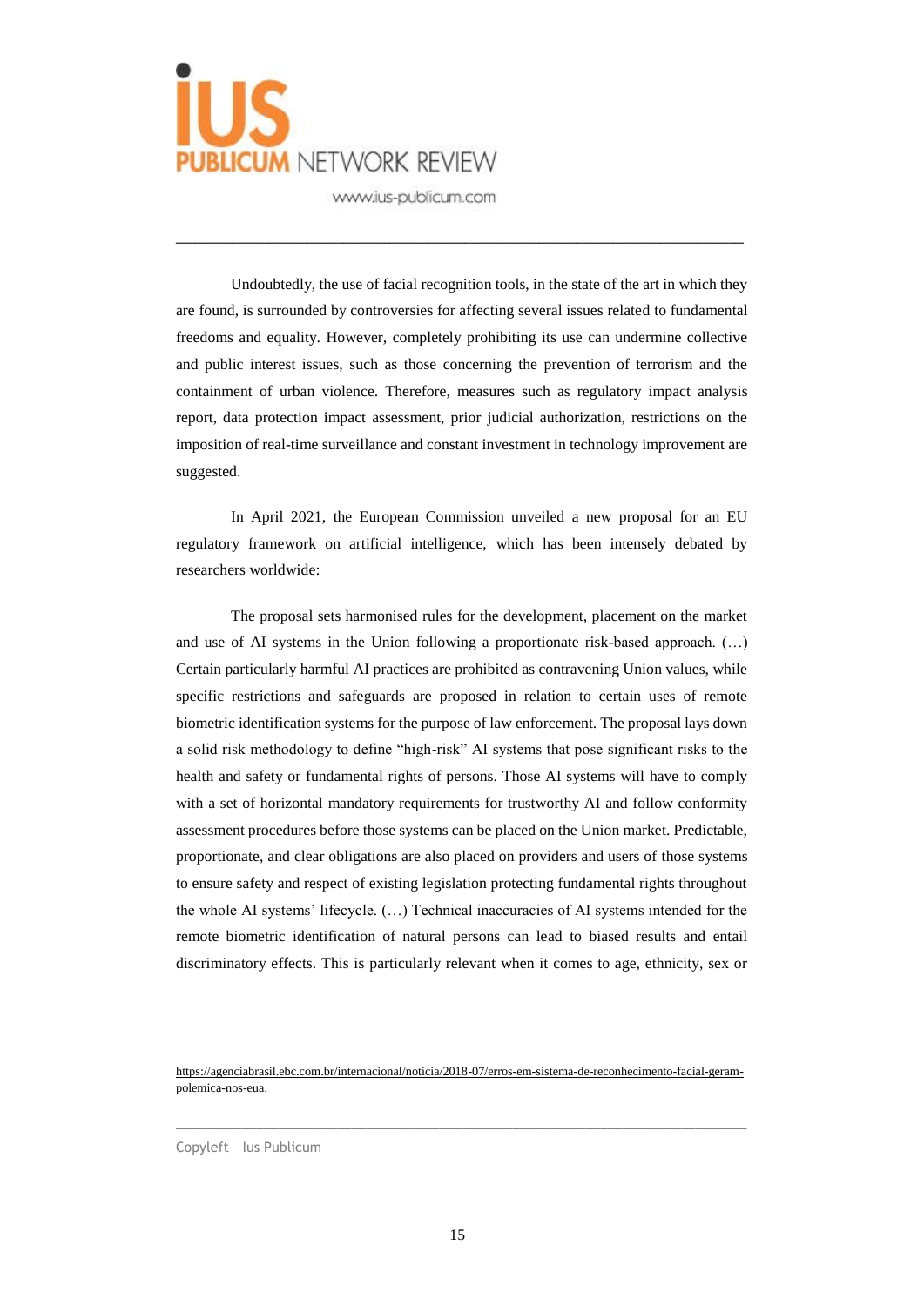Undoubtedly, the use of facial recognition tools, in the state of the art in which they are found, is surrounded by controversies for affecting several issues related to fundamental freedoms and equality. However, completely prohibiting its use can undermine collective and public interest issues, such as those concerning the prevention of terrorism and the containment of urban violence. Therefore, measures such as regulatory impact analysis report, data protection impact assessment, prior judicial authorization, restrictions on the imposition of real-time surveillance and constant investment in technology improvement are suggested.

In April 2021, the European Commission unveiled a new proposal for an EU regulatory framework on artificial intelligence, which has been intensely debated by researchers worldwide:

> The proposal sets harmonised rules for the development, placement on the market and use of AI systems in the Union following a proportionate risk-based approach. (…) Certain particularly harmful AI practices are prohibited as contravening Union values, while specific restrictions and safeguards are proposed in relation to certain uses of remote biometric identification systems for the purpose of law enforcement. The proposal lays down a solid risk methodology to define "high-risk" AI systems that pose significant risks to the health and safety or fundamental rights of persons. Those AI systems will have to comply with a set of horizontal mandatory requirements for trustworthy AI and follow conformity assessment procedures before those systems can be placed on the Union market. Predictable, proportionate, and clear obligations are also placed on providers and users of those systems to ensure safety and respect of existing legislation protecting fundamental rights throughout the whole AI systems' lifecycle. (…) Technical inaccuracies of AI systems intended for the remote biometric identification of natural persons can lead to biased results and entail discriminatory effects. This is particularly relevant when it comes to age, ethnicity, sex or

---

https://agenciabrasil.ebc.com.br/internacional/noticia/2018-07/erros-em-sistema-de-reconhecimento-facial-geram-polemica-nos-eua.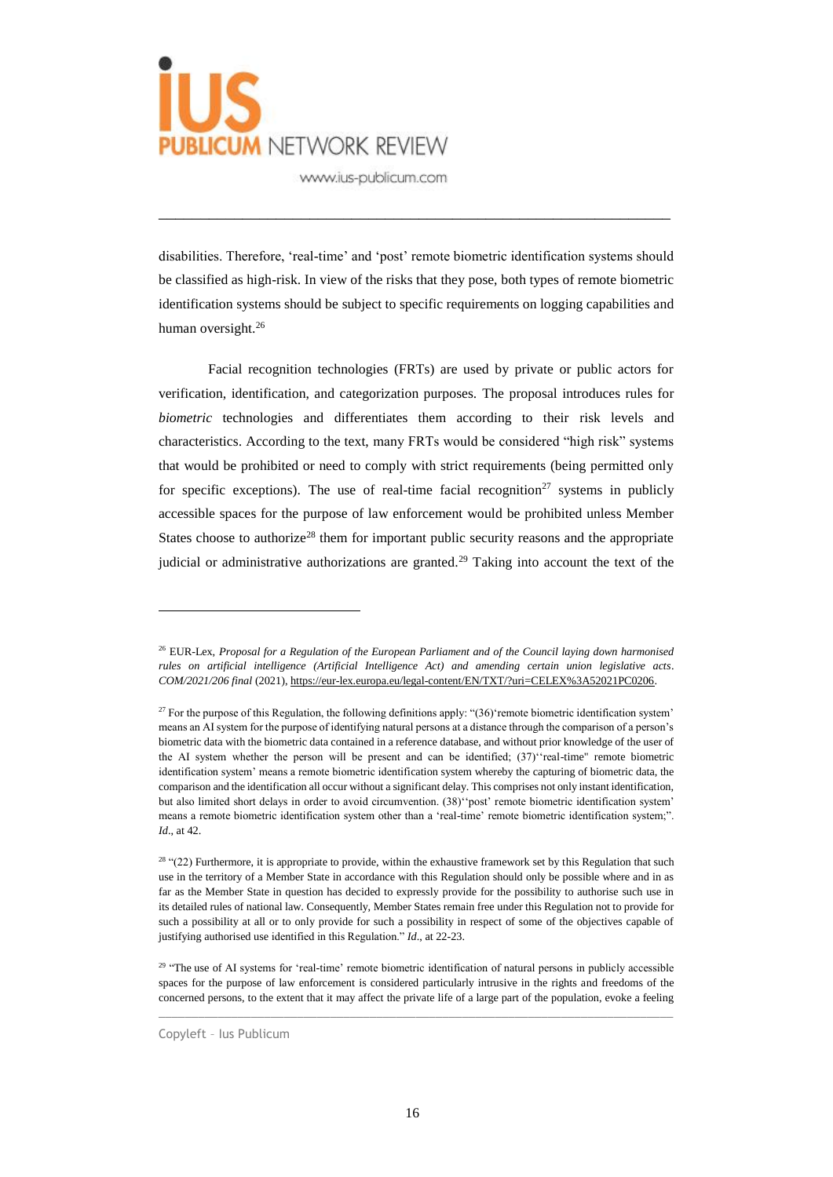disabilities. Therefore, 'real-time' and 'post' remote biometric identification systems should be classified as high-risk. In view of the risks that they pose, both types of remote biometric identification systems should be subject to specific requirements on logging capabilities and human oversight.[26]

Facial recognition technologies (FRTs) are used by private or public actors for verification, identification, and categorization purposes. The proposal introduces rules for *biometric* technologies and differentiates them according to their risk levels and characteristics. According to the text, many FRTs would be considered "high risk" systems that would be prohibited or need to comply with strict requirements (being permitted only for specific exceptions). The use of real-time facial recognition[27] systems in publicly accessible spaces for the purpose of law enforcement would be prohibited unless Member States choose to authorize[28] them for important public security reasons and the appropriate judicial or administrative authorizations are granted.[29] Taking into account the text of the

---

[26] EUR-Lex, *Proposal for a Regulation of the European Parliament and of the Council laying down harmonised rules on artificial intelligence (Artificial Intelligence Act) and amending certain union legislative acts. COM/2021/206 final* (2021), https://eur-lex.europa.eu/legal-content/EN/TXT/?uri=CELEX%3A52021PC0206.

[27] For the purpose of this Regulation, the following definitions apply: "(36)'remote biometric identification system' means an AI system for the purpose of identifying natural persons at a distance through the comparison of a person's biometric data with the biometric data contained in a reference database, and without prior knowledge of the user of the AI system whether the person will be present and can be identified; (37)''real-time" remote biometric identification system' means a remote biometric identification system whereby the capturing of biometric data, the comparison and the identification all occur without a significant delay. This comprises not only instant identification, but also limited short delays in order to avoid circumvention. (38)''post' remote biometric identification system' means a remote biometric identification system other than a 'real-time' remote biometric identification system;". *Id*., at 42.

[28] "(22) Furthermore, it is appropriate to provide, within the exhaustive framework set by this Regulation that such use in the territory of a Member State in accordance with this Regulation should only be possible where and in as far as the Member State in question has decided to expressly provide for the possibility to authorise such use in its detailed rules of national law. Consequently, Member States remain free under this Regulation not to provide for such a possibility at all or to only provide for such a possibility in respect of some of the objectives capable of justifying authorised use identified in this Regulation." *Id*., at 22-23.

[29] "The use of AI systems for 'real-time' remote biometric identification of natural persons in publicly accessible spaces for the purpose of law enforcement is considered particularly intrusive in the rights and freedoms of the concerned persons, to the extent that it may affect the private life of a large part of the population, evoke a feeling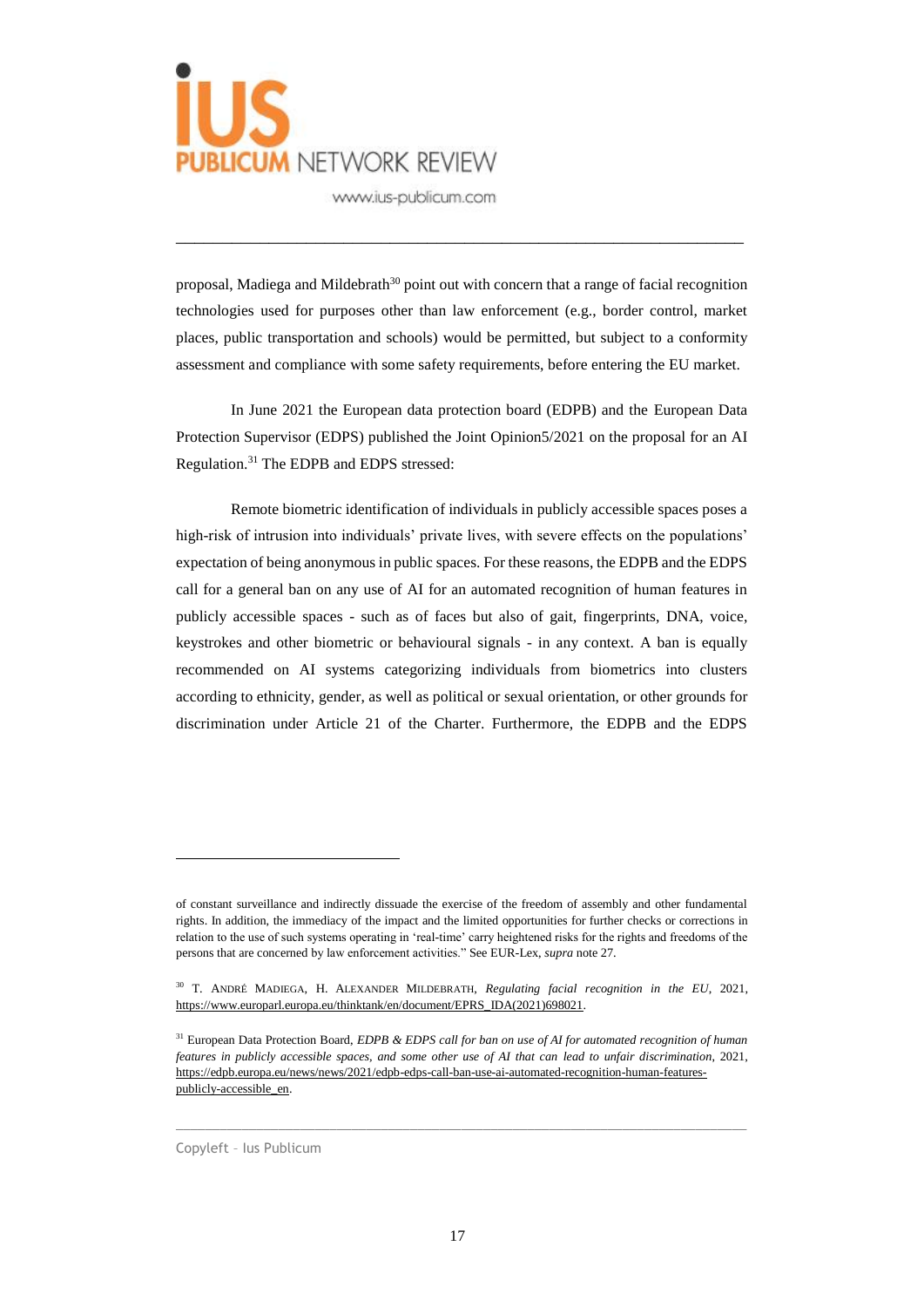proposal, Madiega and Mildebrath[30] point out with concern that a range of facial recognition technologies used for purposes other than law enforcement (e.g., border control, market places, public transportation and schools) would be permitted, but subject to a conformity assessment and compliance with some safety requirements, before entering the EU market.

In June 2021 the European data protection board (EDPB) and the European Data Protection Supervisor (EDPS) published the Joint Opinion5/2021 on the proposal for an AI Regulation.[31] The EDPB and EDPS stressed:

Remote biometric identification of individuals in publicly accessible spaces poses a high-risk of intrusion into individuals' private lives, with severe effects on the populations' expectation of being anonymous in public spaces. For these reasons, the EDPB and the EDPS call for a general ban on any use of AI for an automated recognition of human features in publicly accessible spaces - such as of faces but also of gait, fingerprints, DNA, voice, keystrokes and other biometric or behavioural signals - in any context. A ban is equally recommended on AI systems categorizing individuals from biometrics into clusters according to ethnicity, gender, as well as political or sexual orientation, or other grounds for discrimination under Article 21 of the Charter. Furthermore, the EDPB and the EDPS

---

of constant surveillance and indirectly dissuade the exercise of the freedom of assembly and other fundamental rights. In addition, the immediacy of the impact and the limited opportunities for further checks or corrections in relation to the use of such systems operating in 'real-time' carry heightened risks for the rights and freedoms of the persons that are concerned by law enforcement activities." See EUR-Lex, *supra* note 27.

[30] T. André Madiega, H. Alexander Mildebrath, *Regulating facial recognition in the EU*, 2021, https://www.europarl.europa.eu/thinktank/en/document/EPRS_IDA(2021)698021.

[31] European Data Protection Board, *EDPB & EDPS call for ban on use of AI for automated recognition of human features in publicly accessible spaces, and some other use of AI that can lead to unfair discrimination*, 2021, https://edpb.europa.eu/news/news/2021/edpb-edps-call-ban-use-ai-automated-recognition-human-features-publicly-accessible_en.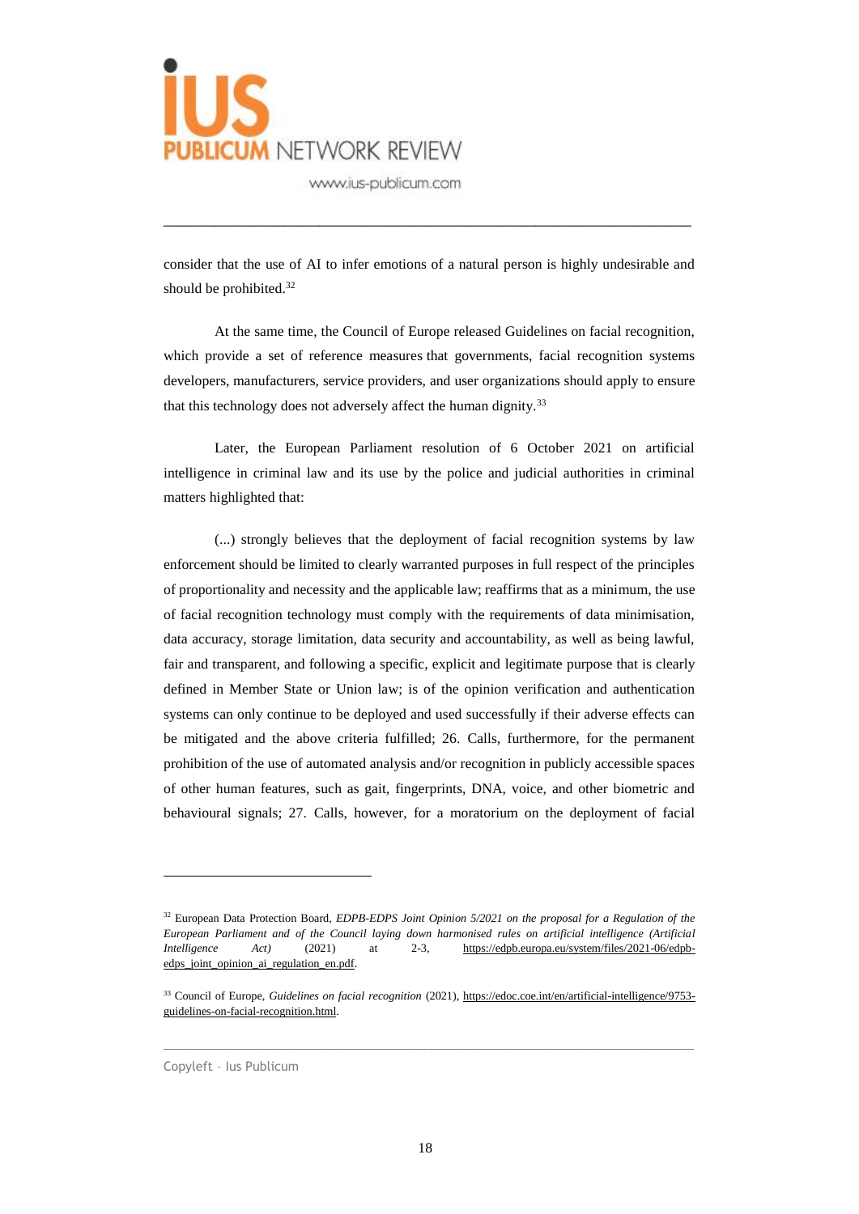consider that the use of AI to infer emotions of a natural person is highly undesirable and should be prohibited.[32]

At the same time, the Council of Europe released Guidelines on facial recognition, which provide a set of reference measures that governments, facial recognition systems developers, manufacturers, service providers, and user organizations should apply to ensure that this technology does not adversely affect the human dignity.[33]

Later, the European Parliament resolution of 6 October 2021 on artificial intelligence in criminal law and its use by the police and judicial authorities in criminal matters highlighted that:

> (...) strongly believes that the deployment of facial recognition systems by law enforcement should be limited to clearly warranted purposes in full respect of the principles of proportionality and necessity and the applicable law; reaffirms that as a minimum, the use of facial recognition technology must comply with the requirements of data minimisation, data accuracy, storage limitation, data security and accountability, as well as being lawful, fair and transparent, and following a specific, explicit and legitimate purpose that is clearly defined in Member State or Union law; is of the opinion verification and authentication systems can only continue to be deployed and used successfully if their adverse effects can be mitigated and the above criteria fulfilled; 26. Calls, furthermore, for the permanent prohibition of the use of automated analysis and/or recognition in publicly accessible spaces of other human features, such as gait, fingerprints, DNA, voice, and other biometric and behavioural signals; 27. Calls, however, for a moratorium on the deployment of facial

---

[32] European Data Protection Board, *EDPB-EDPS Joint Opinion 5/2021 on the proposal for a Regulation of the European Parliament and of the Council laying down harmonised rules on artificial intelligence (Artificial Intelligence Act)* (2021) at 2-3, https://edpb.europa.eu/system/files/2021-06/edpb-edps_joint_opinion_ai_regulation_en.pdf.

[33] Council of Europe, *Guidelines on facial recognition* (2021), https://edoc.coe.int/en/artificial-intelligence/9753-guidelines-on-facial-recognition.html.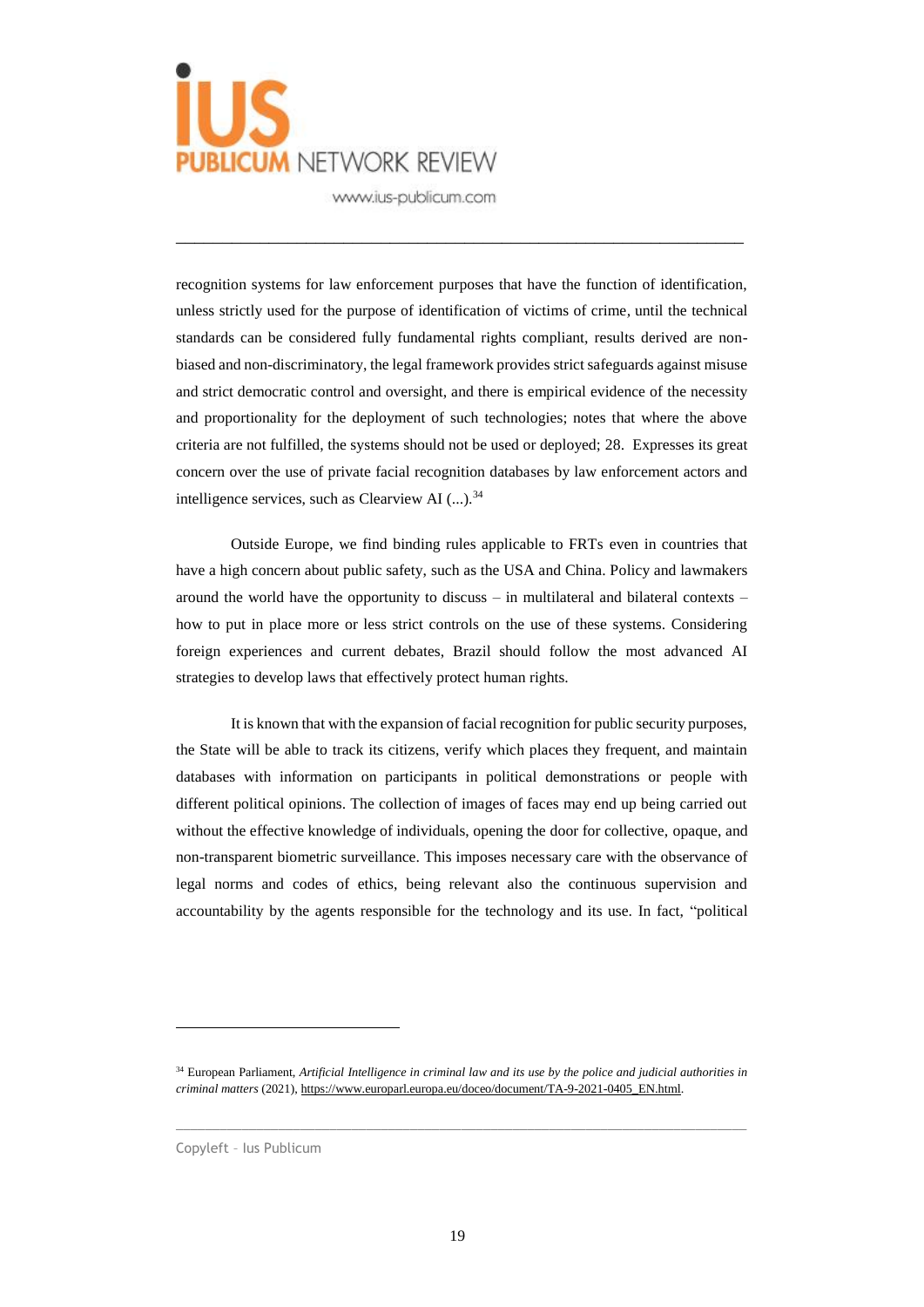recognition systems for law enforcement purposes that have the function of identification, unless strictly used for the purpose of identification of victims of crime, until the technical standards can be considered fully fundamental rights compliant, results derived are non-biased and non-discriminatory, the legal framework provides strict safeguards against misuse and strict democratic control and oversight, and there is empirical evidence of the necessity and proportionality for the deployment of such technologies; notes that where the above criteria are not fulfilled, the systems should not be used or deployed; 28. Expresses its great concern over the use of private facial recognition databases by law enforcement actors and intelligence services, such as Clearview AI (...).[34]

Outside Europe, we find binding rules applicable to FRTs even in countries that have a high concern about public safety, such as the USA and China. Policy and lawmakers around the world have the opportunity to discuss – in multilateral and bilateral contexts – how to put in place more or less strict controls on the use of these systems. Considering foreign experiences and current debates, Brazil should follow the most advanced AI strategies to develop laws that effectively protect human rights.

It is known that with the expansion of facial recognition for public security purposes, the State will be able to track its citizens, verify which places they frequent, and maintain databases with information on participants in political demonstrations or people with different political opinions. The collection of images of faces may end up being carried out without the effective knowledge of individuals, opening the door for collective, opaque, and non-transparent biometric surveillance. This imposes necessary care with the observance of legal norms and codes of ethics, being relevant also the continuous supervision and accountability by the agents responsible for the technology and its use. In fact, "political

[34] European Parliament, *Artificial Intelligence in criminal law and its use by the police and judicial authorities in criminal matters* (2021), https://www.europarl.europa.eu/doceo/document/TA-9-2021-0405_EN.html.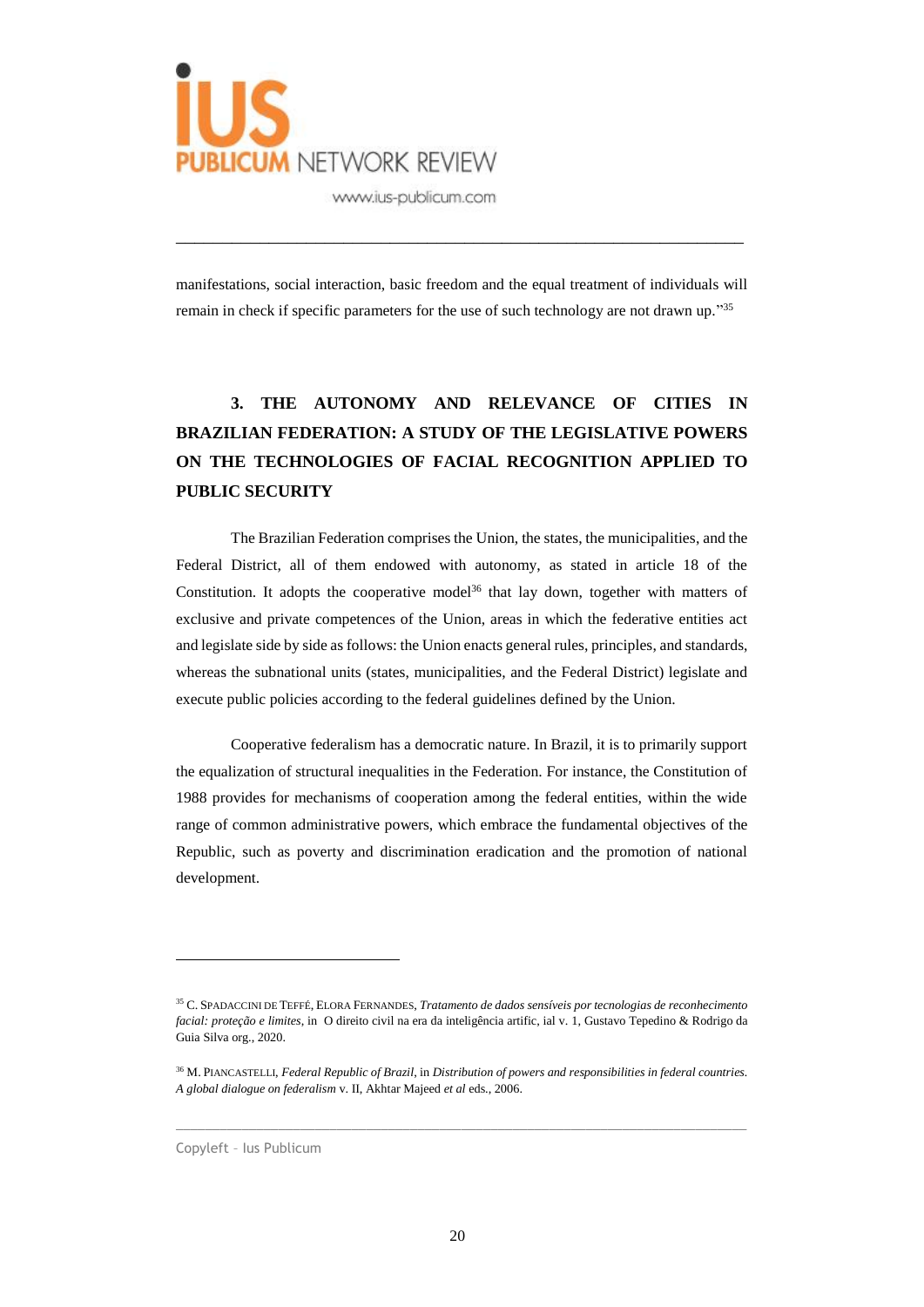manifestations, social interaction, basic freedom and the equal treatment of individuals will remain in check if specific parameters for the use of such technology are not drawn up."[35]

## 3. THE AUTONOMY AND RELEVANCE OF CITIES IN BRAZILIAN FEDERATION: A STUDY OF THE LEGISLATIVE POWERS ON THE TECHNOLOGIES OF FACIAL RECOGNITION APPLIED TO PUBLIC SECURITY

The Brazilian Federation comprises the Union, the states, the municipalities, and the Federal District, all of them endowed with autonomy, as stated in article 18 of the Constitution. It adopts the cooperative model[36] that lay down, together with matters of exclusive and private competences of the Union, areas in which the federative entities act and legislate side by side as follows: the Union enacts general rules, principles, and standards, whereas the subnational units (states, municipalities, and the Federal District) legislate and execute public policies according to the federal guidelines defined by the Union.

Cooperative federalism has a democratic nature. In Brazil, it is to primarily support the equalization of structural inequalities in the Federation. For instance, the Constitution of 1988 provides for mechanisms of cooperation among the federal entities, within the wide range of common administrative powers, which embrace the fundamental objectives of the Republic, such as poverty and discrimination eradication and the promotion of national development.

---

[35] C. SPADACCINI DE TEFFÉ, ELORA FERNANDES, *Tratamento de dados sensíveis por tecnologias de reconhecimento facial: proteção e limites*, in O direito civil na era da inteligência artific, ial v. 1, Gustavo Tepedino & Rodrigo da Guia Silva org., 2020.

[36] M. PIANCASTELLI, *Federal Republic of Brazil*, in *Distribution of powers and responsibilities in federal countries. A global dialogue on federalism* v. II, Akhtar Majeed *et al* eds., 2006.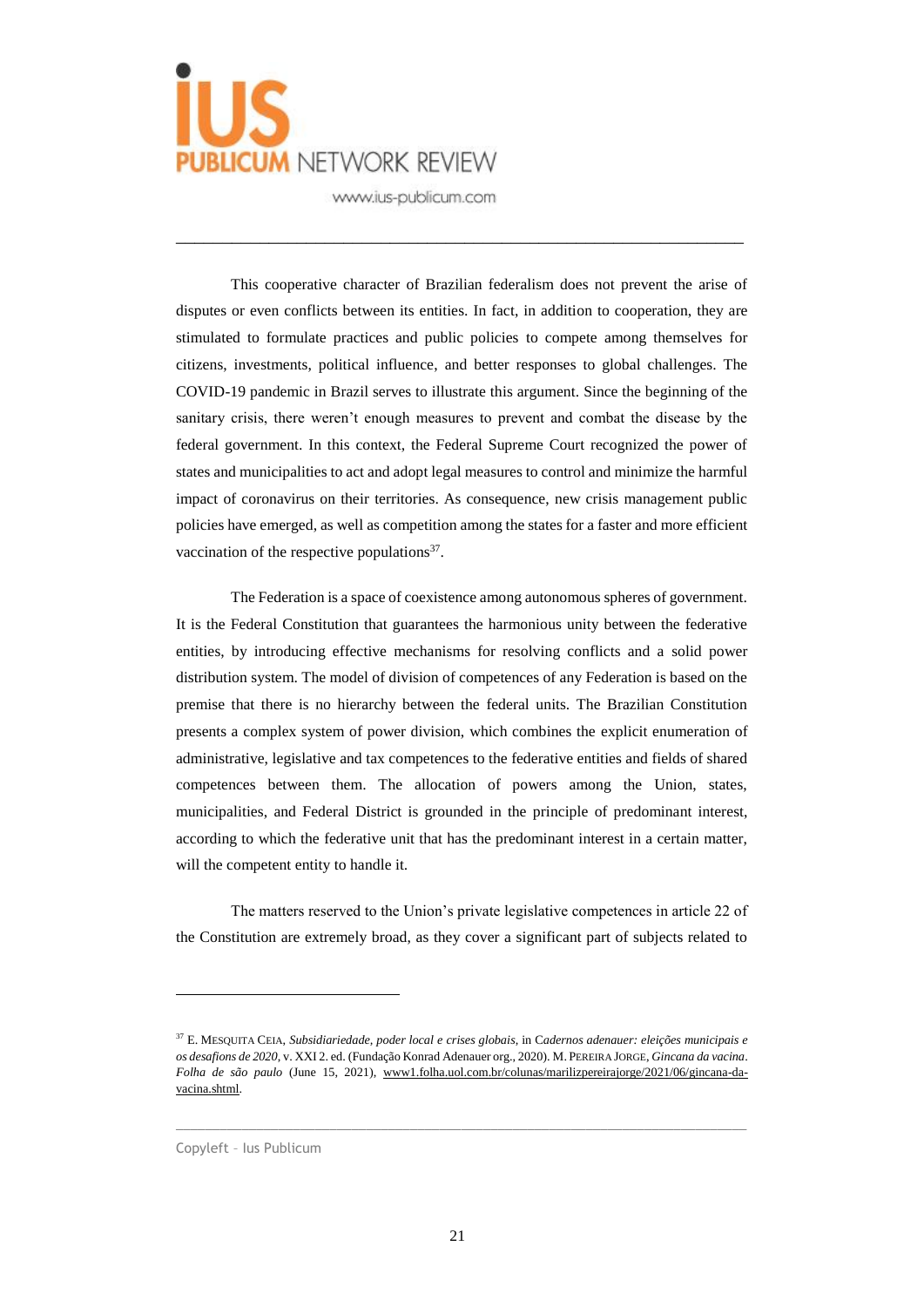This cooperative character of Brazilian federalism does not prevent the arise of disputes or even conflicts between its entities. In fact, in addition to cooperation, they are stimulated to formulate practices and public policies to compete among themselves for citizens, investments, political influence, and better responses to global challenges. The COVID-19 pandemic in Brazil serves to illustrate this argument. Since the beginning of the sanitary crisis, there weren't enough measures to prevent and combat the disease by the federal government. In this context, the Federal Supreme Court recognized the power of states and municipalities to act and adopt legal measures to control and minimize the harmful impact of coronavirus on their territories. As consequence, new crisis management public policies have emerged, as well as competition among the states for a faster and more efficient vaccination of the respective populations[37].

The Federation is a space of coexistence among autonomous spheres of government. It is the Federal Constitution that guarantees the harmonious unity between the federative entities, by introducing effective mechanisms for resolving conflicts and a solid power distribution system. The model of division of competences of any Federation is based on the premise that there is no hierarchy between the federal units. The Brazilian Constitution presents a complex system of power division, which combines the explicit enumeration of administrative, legislative and tax competences to the federative entities and fields of shared competences between them. The allocation of powers among the Union, states, municipalities, and Federal District is grounded in the principle of predominant interest, according to which the federative unit that has the predominant interest in a certain matter, will the competent entity to handle it.

The matters reserved to the Union's private legislative competences in article 22 of the Constitution are extremely broad, as they cover a significant part of subjects related to

---

[37] E. MESQUITA CEIA, *Subsidiariedade, poder local e crises globais*, in C*adernos adenauer: eleições municipais e os desafions de 2020*, v. XXI 2. ed. (Fundação Konrad Adenauer org., 2020). M. PEREIRA JORGE, *Gincana da vacina*. *Folha de são paulo* (June 15, 2021), www1.folha.uol.com.br/colunas/marilizpereirajorge/2021/06/gincana-da-vacina.shtml.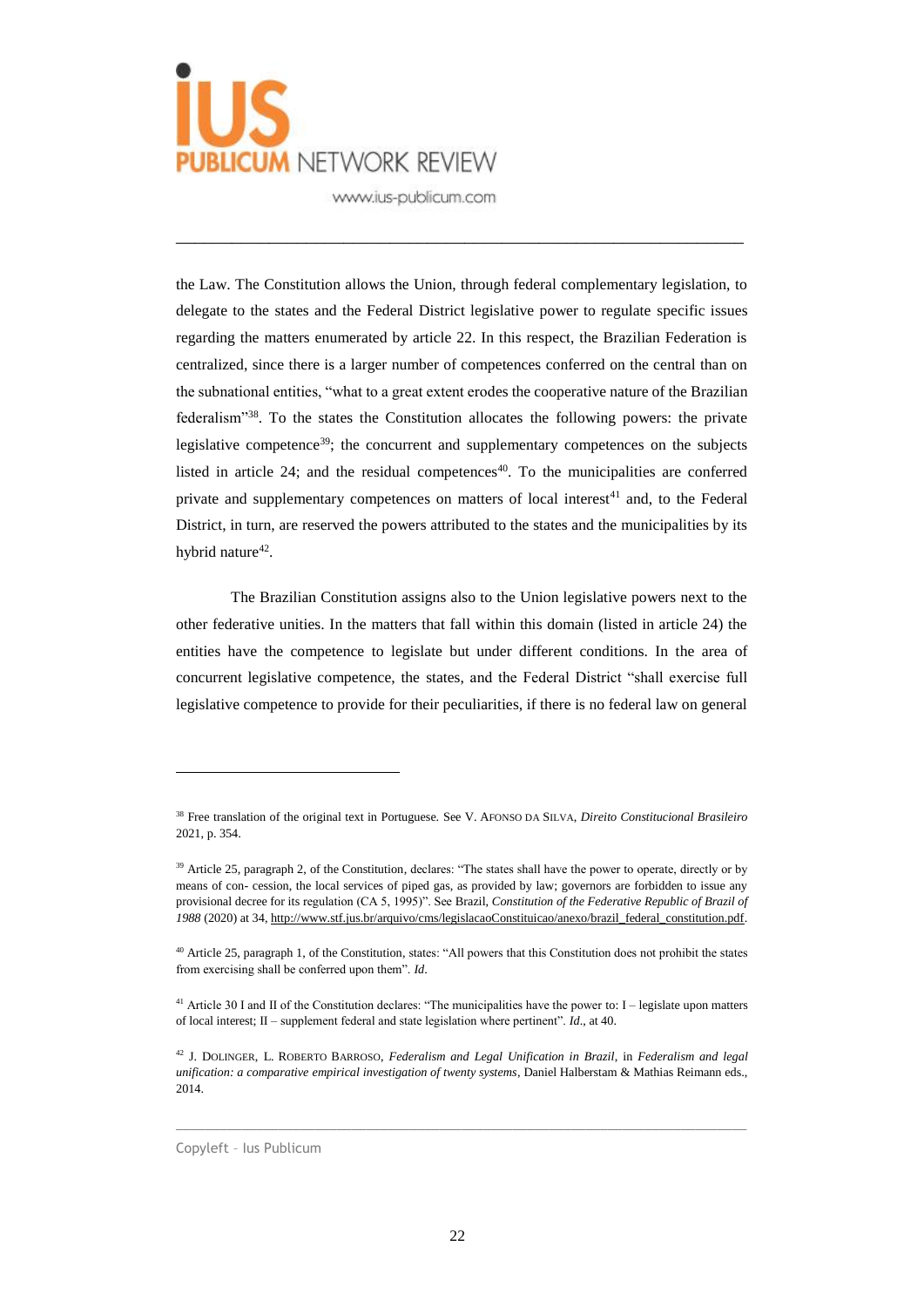the Law. The Constitution allows the Union, through federal complementary legislation, to delegate to the states and the Federal District legislative power to regulate specific issues regarding the matters enumerated by article 22. In this respect, the Brazilian Federation is centralized, since there is a larger number of competences conferred on the central than on the subnational entities, "what to a great extent erodes the cooperative nature of the Brazilian federalism"[38]. To the states the Constitution allocates the following powers: the private legislative competence[39]; the concurrent and supplementary competences on the subjects listed in article 24; and the residual competences[40]. To the municipalities are conferred private and supplementary competences on matters of local interest[41] and, to the Federal District, in turn, are reserved the powers attributed to the states and the municipalities by its hybrid nature[42].

The Brazilian Constitution assigns also to the Union legislative powers next to the other federative unities. In the matters that fall within this domain (listed in article 24) the entities have the competence to legislate but under different conditions. In the area of concurrent legislative competence, the states, and the Federal District "shall exercise full legislative competence to provide for their peculiarities, if there is no federal law on general

---

[38] Free translation of the original text in Portuguese. See V. AFONSO DA SILVA, *Direito Constitucional Brasileiro* 2021, p. 354.

[39] Article 25, paragraph 2, of the Constitution, declares: "The states shall have the power to operate, directly or by means of con- cession, the local services of piped gas, as provided by law; governors are forbidden to issue any provisional decree for its regulation (CA 5, 1995)". See Brazil, *Constitution of the Federative Republic of Brazil of 1988* (2020) at 34, http://www.stf.jus.br/arquivo/cms/legislacaoConstituicao/anexo/brazil_federal_constitution.pdf.

[40] Article 25, paragraph 1, of the Constitution, states: "All powers that this Constitution does not prohibit the states from exercising shall be conferred upon them". *Id*.

[41] Article 30 I and II of the Constitution declares: "The municipalities have the power to: I – legislate upon matters of local interest; II – supplement federal and state legislation where pertinent". *Id*., at 40.

[42] J. DOLINGER, L. ROBERTO BARROSO, *Federalism and Legal Unification in Brazil*, in *Federalism and legal unification: a comparative empirical investigation of twenty systems*, Daniel Halberstam & Mathias Reimann eds., 2014.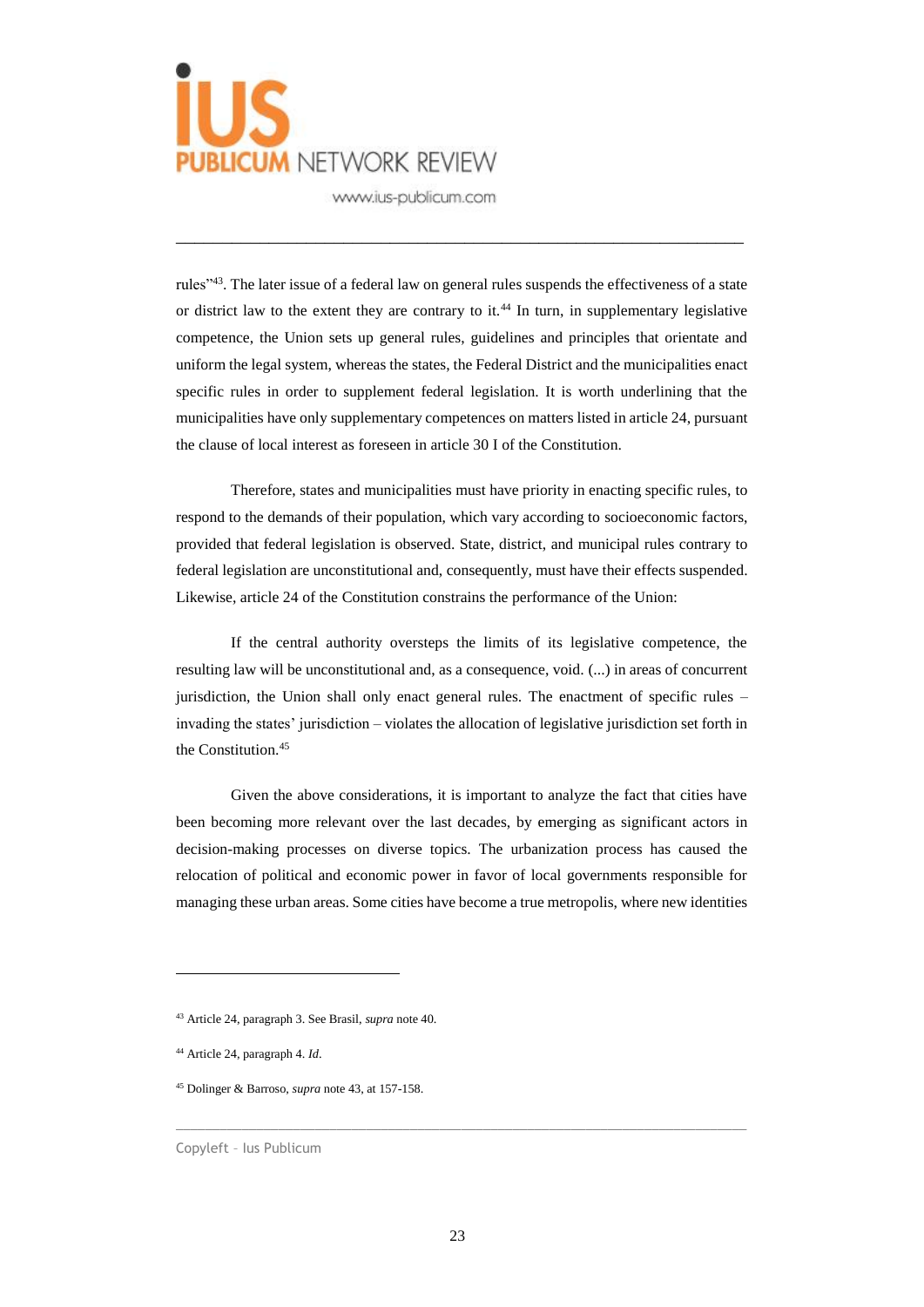rules"[43]. The later issue of a federal law on general rules suspends the effectiveness of a state or district law to the extent they are contrary to it.[44] In turn, in supplementary legislative competence, the Union sets up general rules, guidelines and principles that orientate and uniform the legal system, whereas the states, the Federal District and the municipalities enact specific rules in order to supplement federal legislation. It is worth underlining that the municipalities have only supplementary competences on matters listed in article 24, pursuant the clause of local interest as foreseen in article 30 I of the Constitution.

Therefore, states and municipalities must have priority in enacting specific rules, to respond to the demands of their population, which vary according to socioeconomic factors, provided that federal legislation is observed. State, district, and municipal rules contrary to federal legislation are unconstitutional and, consequently, must have their effects suspended. Likewise, article 24 of the Constitution constrains the performance of the Union:

> If the central authority oversteps the limits of its legislative competence, the resulting law will be unconstitutional and, as a consequence, void. (...) in areas of concurrent jurisdiction, the Union shall only enact general rules. The enactment of specific rules – invading the states' jurisdiction – violates the allocation of legislative jurisdiction set forth in the Constitution.[45]

Given the above considerations, it is important to analyze the fact that cities have been becoming more relevant over the last decades, by emerging as significant actors in decision-making processes on diverse topics. The urbanization process has caused the relocation of political and economic power in favor of local governments responsible for managing these urban areas. Some cities have become a true metropolis, where new identities

---

[43] Article 24, paragraph 3. See Brasil, *supra* note 40.

[44] Article 24, paragraph 4. *Id*.

[45] Dolinger & Barroso, *supra* note 43, at 157-158.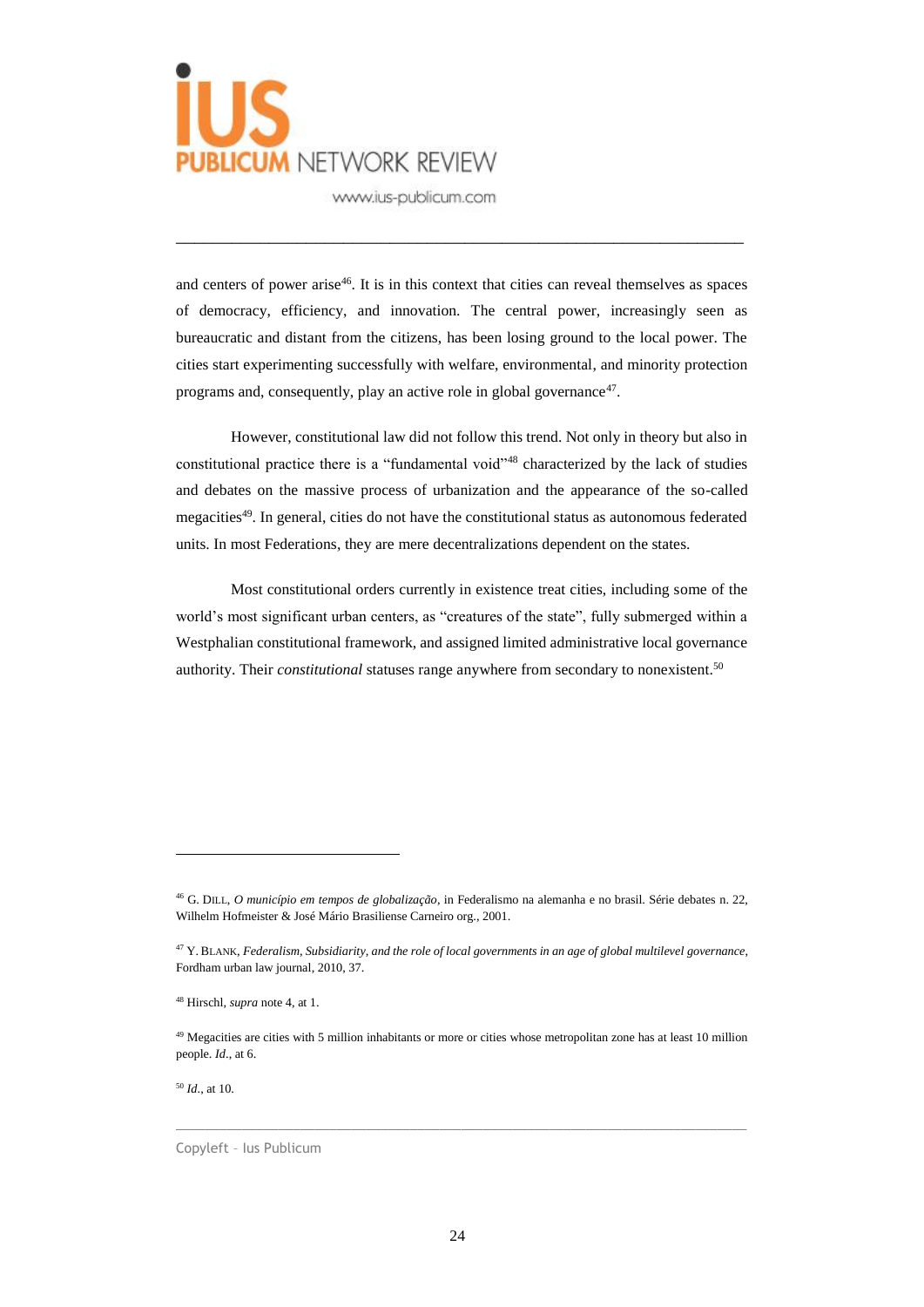and centers of power arise[46]. It is in this context that cities can reveal themselves as spaces of democracy, efficiency, and innovation. The central power, increasingly seen as bureaucratic and distant from the citizens, has been losing ground to the local power. The cities start experimenting successfully with welfare, environmental, and minority protection programs and, consequently, play an active role in global governance[47].

However, constitutional law did not follow this trend. Not only in theory but also in constitutional practice there is a "fundamental void"[48] characterized by the lack of studies and debates on the massive process of urbanization and the appearance of the so-called megacities[49]. In general, cities do not have the constitutional status as autonomous federated units. In most Federations, they are mere decentralizations dependent on the states.

Most constitutional orders currently in existence treat cities, including some of the world's most significant urban centers, as "creatures of the state", fully submerged within a Westphalian constitutional framework, and assigned limited administrative local governance authority. Their *constitutional* statuses range anywhere from secondary to nonexistent.[50]

---

[46] G. DILL, *O município em tempos de globalização*, in Federalismo na alemanha e no brasil. Série debates n. 22, Wilhelm Hofmeister & José Mário Brasiliense Carneiro org., 2001.

[47] Y. BLANK, *Federalism, Subsidiarity, and the role of local governments in an age of global multilevel governance*, Fordham urban law journal, 2010, 37.

[48] Hirschl, *supra* note 4, at 1.

[49] Megacities are cities with 5 million inhabitants or more or cities whose metropolitan zone has at least 10 million people. *Id*., at 6.

[50] *Id*., at 10.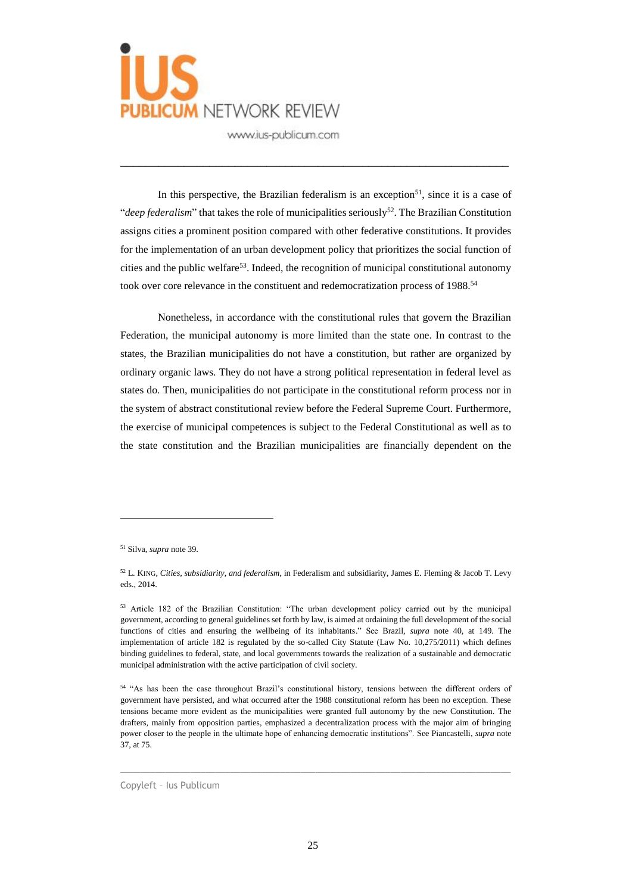In this perspective, the Brazilian federalism is an exception[51], since it is a case of "*deep federalism*" that takes the role of municipalities seriously[52]. The Brazilian Constitution assigns cities a prominent position compared with other federative constitutions. It provides for the implementation of an urban development policy that prioritizes the social function of cities and the public welfare[53]. Indeed, the recognition of municipal constitutional autonomy took over core relevance in the constituent and redemocratization process of 1988.[54]

Nonetheless, in accordance with the constitutional rules that govern the Brazilian Federation, the municipal autonomy is more limited than the state one. In contrast to the states, the Brazilian municipalities do not have a constitution, but rather are organized by ordinary organic laws. They do not have a strong political representation in federal level as states do. Then, municipalities do not participate in the constitutional reform process nor in the system of abstract constitutional review before the Federal Supreme Court. Furthermore, the exercise of municipal competences is subject to the Federal Constitutional as well as to the state constitution and the Brazilian municipalities are financially dependent on the

---

[51] Silva, *supra* note 39.

[52] L. KING, *Cities, subsidiarity, and federalism*, in Federalism and subsidiarity, James E. Fleming & Jacob T. Levy eds., 2014.

[53] Article 182 of the Brazilian Constitution: "The urban development policy carried out by the municipal government, according to general guidelines set forth by law, is aimed at ordaining the full development of the social functions of cities and ensuring the wellbeing of its inhabitants." See Brazil, *supra* note 40, at 149. The implementation of article 182 is regulated by the so-called City Statute (Law No. 10,275/2011) which defines binding guidelines to federal, state, and local governments towards the realization of a sustainable and democratic municipal administration with the active participation of civil society.

[54] "As has been the case throughout Brazil's constitutional history, tensions between the different orders of government have persisted, and what occurred after the 1988 constitutional reform has been no exception. These tensions became more evident as the municipalities were granted full autonomy by the new Constitution. The drafters, mainly from opposition parties, emphasized a decentralization process with the major aim of bringing power closer to the people in the ultimate hope of enhancing democratic institutions". See Piancastelli, *supra* note 37, at 75.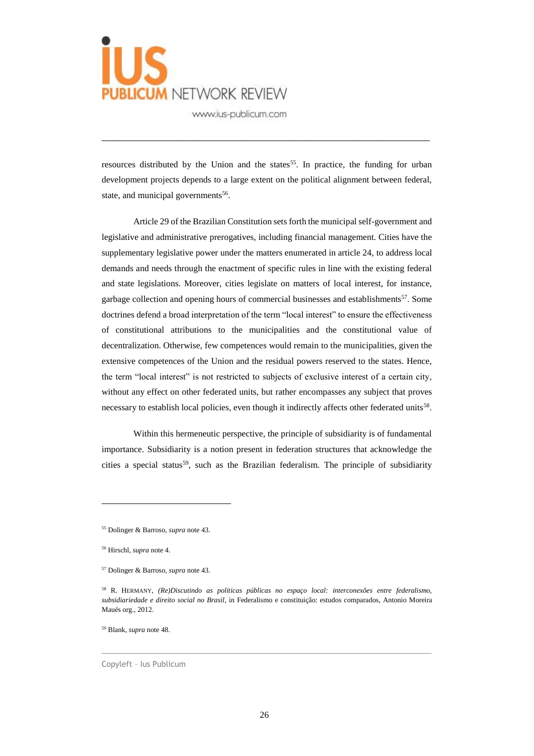resources distributed by the Union and the states[55]. In practice, the funding for urban development projects depends to a large extent on the political alignment between federal, state, and municipal governments[56].

Article 29 of the Brazilian Constitution sets forth the municipal self-government and legislative and administrative prerogatives, including financial management. Cities have the supplementary legislative power under the matters enumerated in article 24, to address local demands and needs through the enactment of specific rules in line with the existing federal and state legislations. Moreover, cities legislate on matters of local interest, for instance, garbage collection and opening hours of commercial businesses and establishments[57]. Some doctrines defend a broad interpretation of the term "local interest" to ensure the effectiveness of constitutional attributions to the municipalities and the constitutional value of decentralization. Otherwise, few competences would remain to the municipalities, given the extensive competences of the Union and the residual powers reserved to the states. Hence, the term "local interest" is not restricted to subjects of exclusive interest of a certain city, without any effect on other federated units, but rather encompasses any subject that proves necessary to establish local policies, even though it indirectly affects other federated units[58].

Within this hermeneutic perspective, the principle of subsidiarity is of fundamental importance. Subsidiarity is a notion present in federation structures that acknowledge the cities a special status[59], such as the Brazilian federalism. The principle of subsidiarity

---

[55] Dolinger & Barroso, *supra* note 43.

[56] Hirschl, *supra* note 4.

[57] Dolinger & Barroso, *supra* note 43.

[58] R. HERMANY, *(Re)Discutindo as políticas públicas no espaço local: interconexões entre federalismo, subsidiariedade e direito social no Brasil*, in Federalismo e constituição: estudos comparados, Antonio Moreira Maués org., 2012.

[59] Blank, *supra* note 48.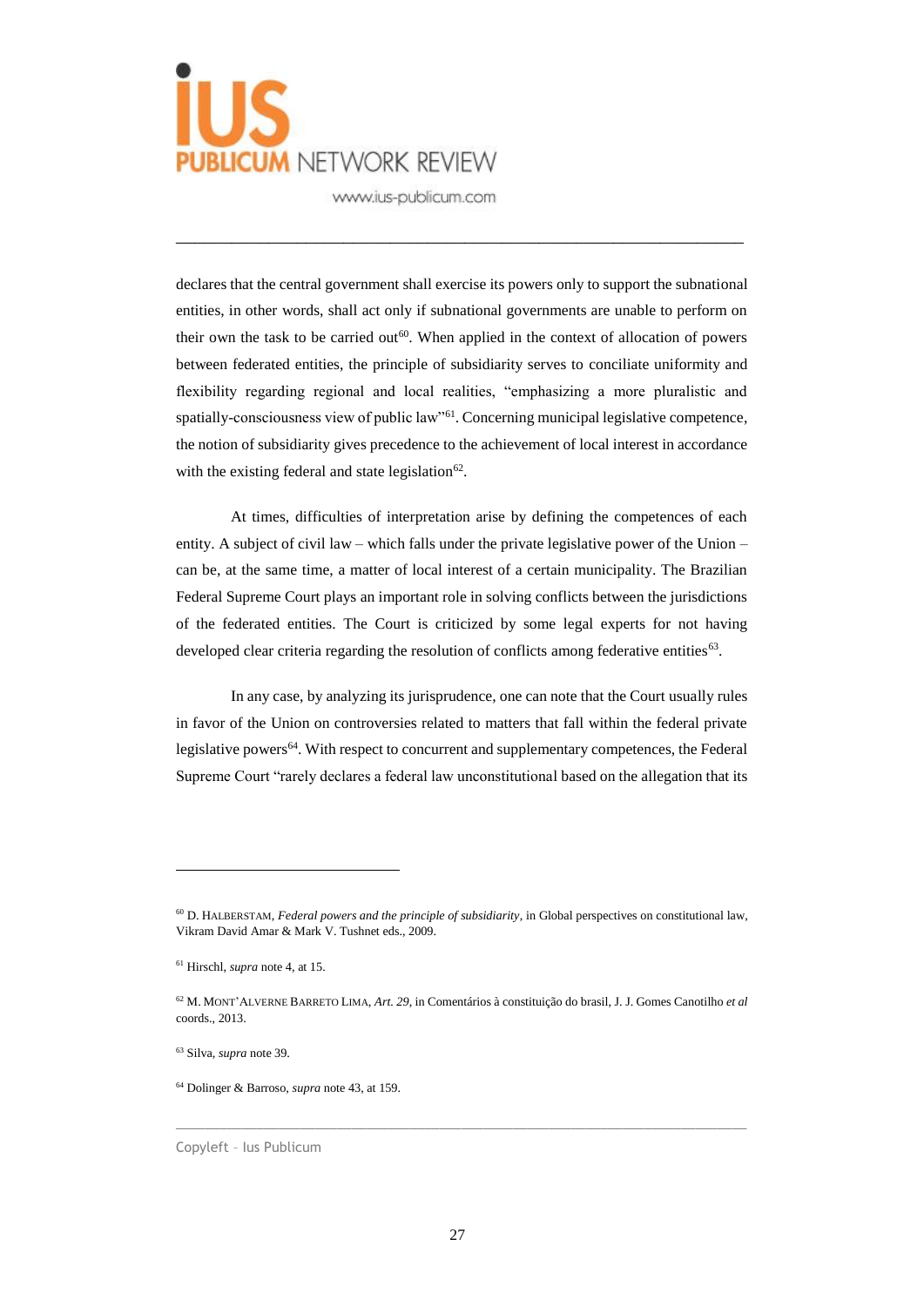declares that the central government shall exercise its powers only to support the subnational entities, in other words, shall act only if subnational governments are unable to perform on their own the task to be carried out[60]. When applied in the context of allocation of powers between federated entities, the principle of subsidiarity serves to conciliate uniformity and flexibility regarding regional and local realities, "emphasizing a more pluralistic and spatially-consciousness view of public law"[61]. Concerning municipal legislative competence, the notion of subsidiarity gives precedence to the achievement of local interest in accordance with the existing federal and state legislation[62].

At times, difficulties of interpretation arise by defining the competences of each entity. A subject of civil law – which falls under the private legislative power of the Union – can be, at the same time, a matter of local interest of a certain municipality. The Brazilian Federal Supreme Court plays an important role in solving conflicts between the jurisdictions of the federated entities. The Court is criticized by some legal experts for not having developed clear criteria regarding the resolution of conflicts among federative entities[63].

In any case, by analyzing its jurisprudence, one can note that the Court usually rules in favor of the Union on controversies related to matters that fall within the federal private legislative powers[64]. With respect to concurrent and supplementary competences, the Federal Supreme Court "rarely declares a federal law unconstitutional based on the allegation that its

---

[60] D. HALBERSTAM, *Federal powers and the principle of subsidiarity*, in Global perspectives on constitutional law, Vikram David Amar & Mark V. Tushnet eds., 2009.

[61] Hirschl, *supra* note 4, at 15.

[62] M. MONT'ALVERNE BARRETO LIMA, *Art. 29*, in Comentários à constituição do brasil, J. J. Gomes Canotilho *et al* coords., 2013.

[63] Silva, *supra* note 39.

[64] Dolinger & Barroso, *supra* note 43, at 159.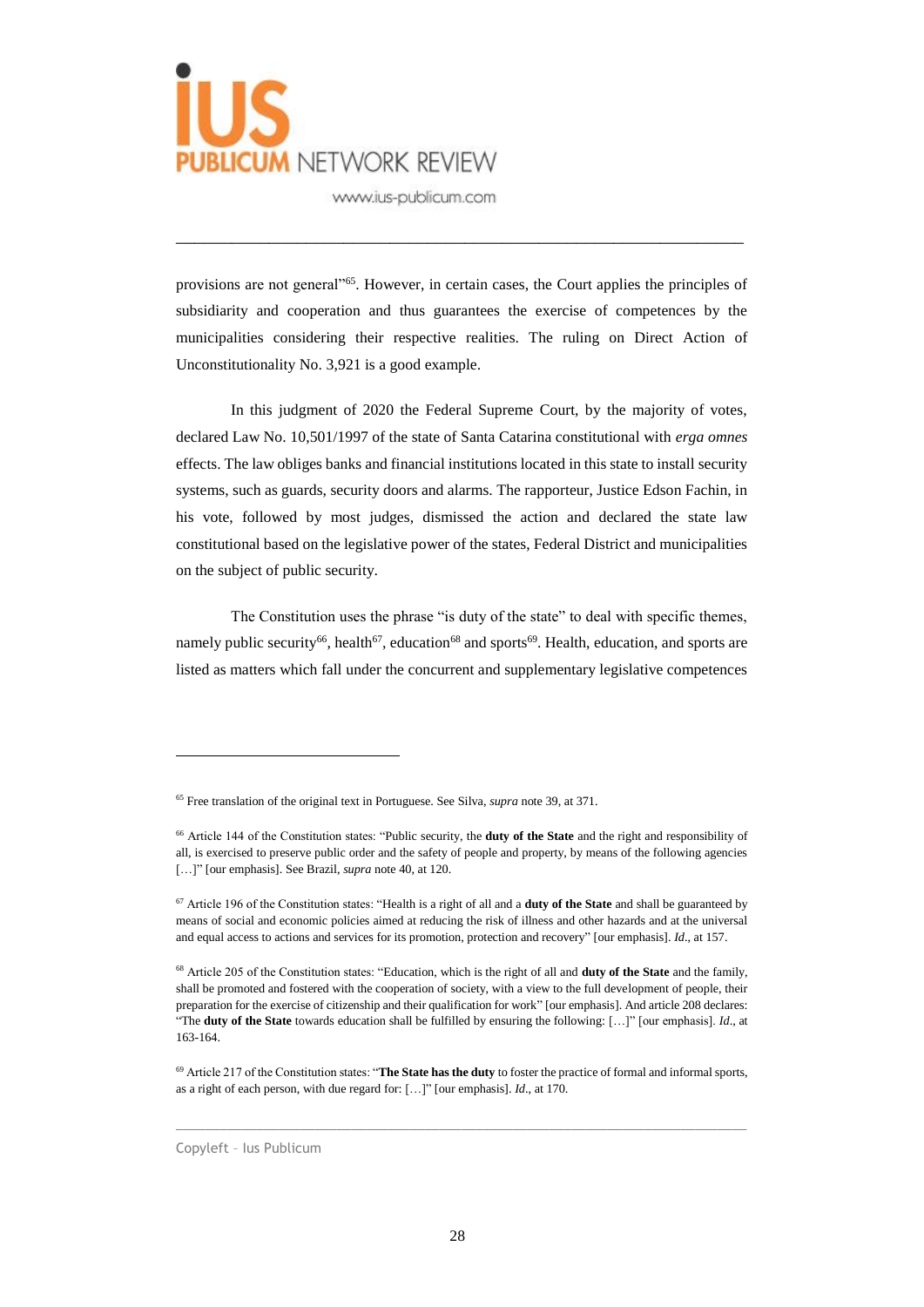provisions are not general"[65]. However, in certain cases, the Court applies the principles of subsidiarity and cooperation and thus guarantees the exercise of competences by the municipalities considering their respective realities. The ruling on Direct Action of Unconstitutionality No. 3,921 is a good example.

In this judgment of 2020 the Federal Supreme Court, by the majority of votes, declared Law No. 10,501/1997 of the state of Santa Catarina constitutional with *erga omnes* effects. The law obliges banks and financial institutions located in this state to install security systems, such as guards, security doors and alarms. The rapporteur, Justice Edson Fachin, in his vote, followed by most judges, dismissed the action and declared the state law constitutional based on the legislative power of the states, Federal District and municipalities on the subject of public security.

The Constitution uses the phrase "is duty of the state" to deal with specific themes, namely public security[66], health[67], education[68] and sports[69]. Health, education, and sports are listed as matters which fall under the concurrent and supplementary legislative competences

---

[65] Free translation of the original text in Portuguese. See Silva, *supra* note 39, at 371.

[66] Article 144 of the Constitution states: "Public security, the **duty of the State** and the right and responsibility of all, is exercised to preserve public order and the safety of people and property, by means of the following agencies […]" [our emphasis]. See Brazil, *supra* note 40, at 120.

[67] Article 196 of the Constitution states: "Health is a right of all and a **duty of the State** and shall be guaranteed by means of social and economic policies aimed at reducing the risk of illness and other hazards and at the universal and equal access to actions and services for its promotion, protection and recovery" [our emphasis]. *Id*., at 157.

[68] Article 205 of the Constitution states: "Education, which is the right of all and **duty of the State** and the family, shall be promoted and fostered with the cooperation of society, with a view to the full development of people, their preparation for the exercise of citizenship and their qualification for work" [our emphasis]. And article 208 declares: "The **duty of the State** towards education shall be fulfilled by ensuring the following: […]" [our emphasis]. *Id*., at 163-164.

[69] Article 217 of the Constitution states: "**The State has the duty** to foster the practice of formal and informal sports, as a right of each person, with due regard for: […]" [our emphasis]. *Id*., at 170.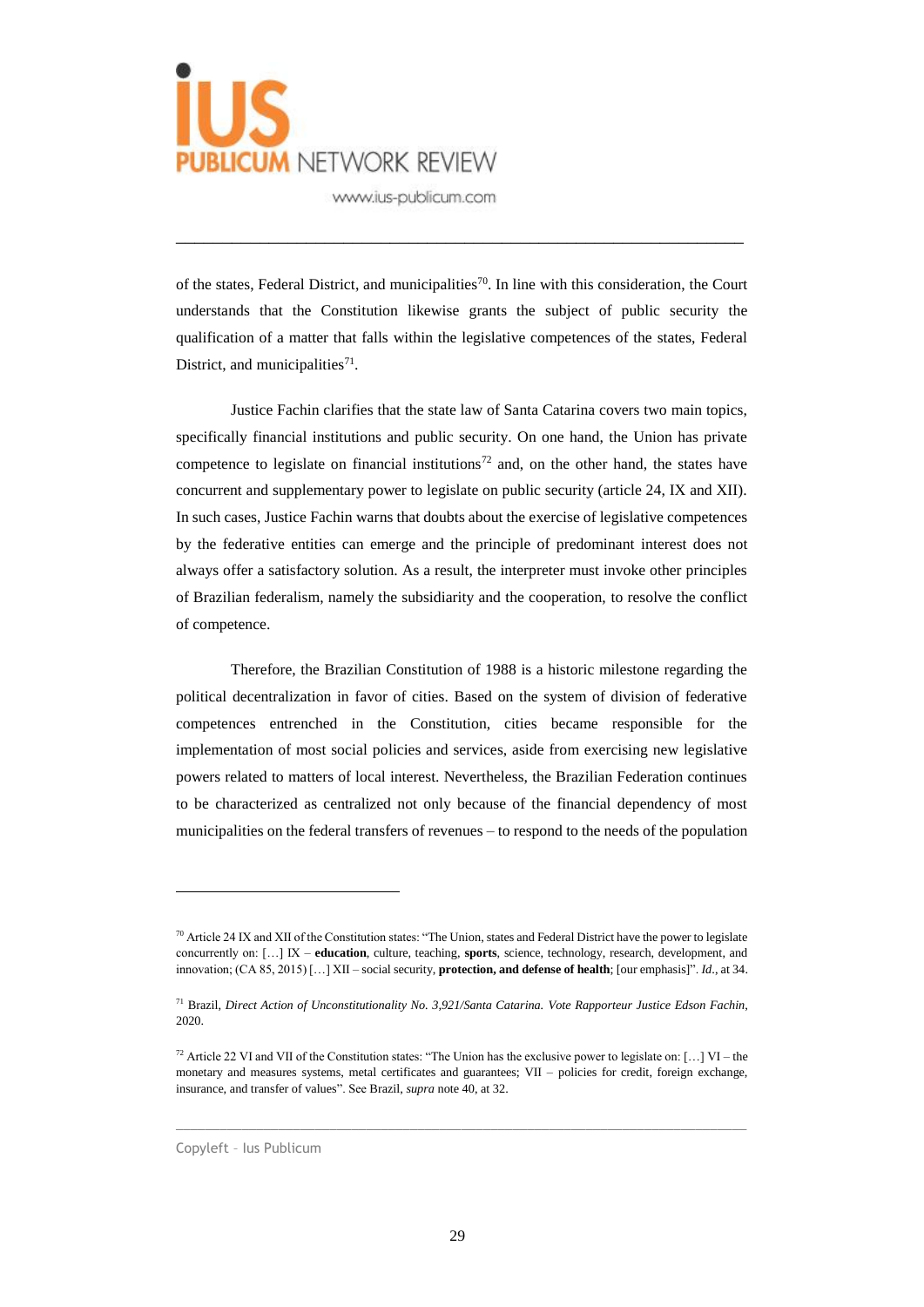of the states, Federal District, and municipalities[70]. In line with this consideration, the Court understands that the Constitution likewise grants the subject of public security the qualification of a matter that falls within the legislative competences of the states, Federal District, and municipalities[71].

Justice Fachin clarifies that the state law of Santa Catarina covers two main topics, specifically financial institutions and public security. On one hand, the Union has private competence to legislate on financial institutions[72] and, on the other hand, the states have concurrent and supplementary power to legislate on public security (article 24, IX and XII). In such cases, Justice Fachin warns that doubts about the exercise of legislative competences by the federative entities can emerge and the principle of predominant interest does not always offer a satisfactory solution. As a result, the interpreter must invoke other principles of Brazilian federalism, namely the subsidiarity and the cooperation, to resolve the conflict of competence.

Therefore, the Brazilian Constitution of 1988 is a historic milestone regarding the political decentralization in favor of cities. Based on the system of division of federative competences entrenched in the Constitution, cities became responsible for the implementation of most social policies and services, aside from exercising new legislative powers related to matters of local interest. Nevertheless, the Brazilian Federation continues to be characterized as centralized not only because of the financial dependency of most municipalities on the federal transfers of revenues – to respond to the needs of the population

---

[70] Article 24 IX and XII of the Constitution states: "The Union, states and Federal District have the power to legislate concurrently on: […] IX – **education**, culture, teaching, **sports**, science, technology, research, development, and innovation; (CA 85, 2015) […] XII – social security, **protection, and defense of health**; [our emphasis]". *Id*., at 34.

[71] Brazil, *Direct Action of Unconstitutionality No. 3,921/Santa Catarina. Vote Rapporteur Justice Edson Fachin*, 2020.

[72] Article 22 VI and VII of the Constitution states: "The Union has the exclusive power to legislate on: […] VI – the monetary and measures systems, metal certificates and guarantees; VII – policies for credit, foreign exchange, insurance, and transfer of values". See Brazil, *supra* note 40, at 32.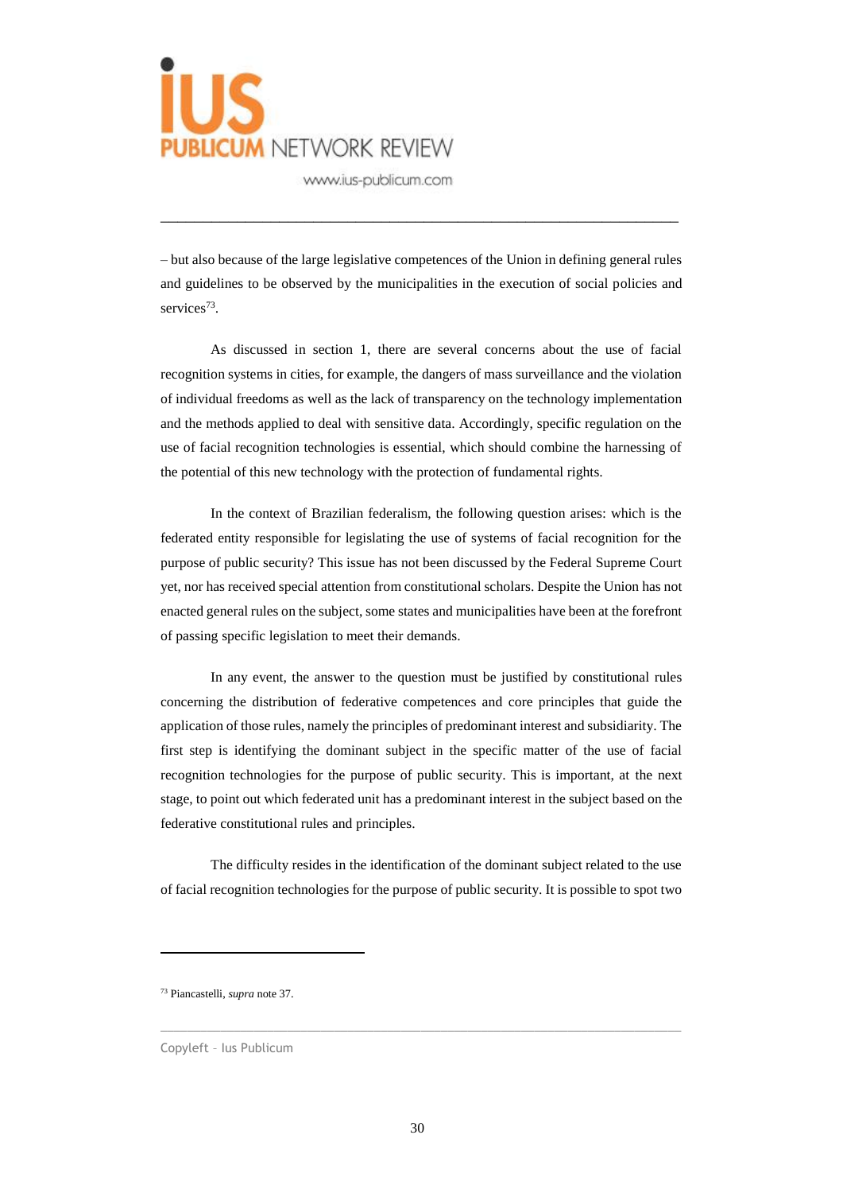– but also because of the large legislative competences of the Union in defining general rules and guidelines to be observed by the municipalities in the execution of social policies and services[73].

As discussed in section 1, there are several concerns about the use of facial recognition systems in cities, for example, the dangers of mass surveillance and the violation of individual freedoms as well as the lack of transparency on the technology implementation and the methods applied to deal with sensitive data. Accordingly, specific regulation on the use of facial recognition technologies is essential, which should combine the harnessing of the potential of this new technology with the protection of fundamental rights.

In the context of Brazilian federalism, the following question arises: which is the federated entity responsible for legislating the use of systems of facial recognition for the purpose of public security? This issue has not been discussed by the Federal Supreme Court yet, nor has received special attention from constitutional scholars. Despite the Union has not enacted general rules on the subject, some states and municipalities have been at the forefront of passing specific legislation to meet their demands.

In any event, the answer to the question must be justified by constitutional rules concerning the distribution of federative competences and core principles that guide the application of those rules, namely the principles of predominant interest and subsidiarity. The first step is identifying the dominant subject in the specific matter of the use of facial recognition technologies for the purpose of public security. This is important, at the next stage, to point out which federated unit has a predominant interest in the subject based on the federative constitutional rules and principles.

The difficulty resides in the identification of the dominant subject related to the use of facial recognition technologies for the purpose of public security. It is possible to spot two

---

[73] Piancastelli, *supra* note 37.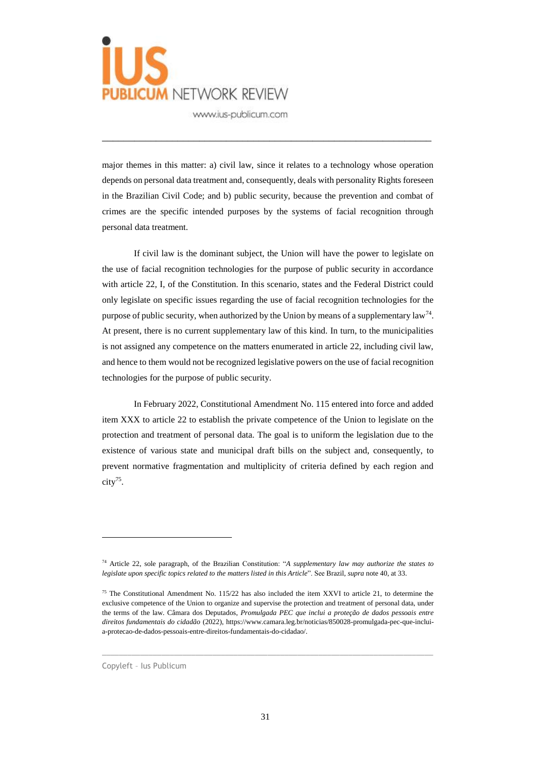major themes in this matter: a) civil law, since it relates to a technology whose operation depends on personal data treatment and, consequently, deals with personality Rights foreseen in the Brazilian Civil Code; and b) public security, because the prevention and combat of crimes are the specific intended purposes by the systems of facial recognition through personal data treatment.

If civil law is the dominant subject, the Union will have the power to legislate on the use of facial recognition technologies for the purpose of public security in accordance with article 22, I, of the Constitution. In this scenario, states and the Federal District could only legislate on specific issues regarding the use of facial recognition technologies for the purpose of public security, when authorized by the Union by means of a supplementary law[74]. At present, there is no current supplementary law of this kind. In turn, to the municipalities is not assigned any competence on the matters enumerated in article 22, including civil law, and hence to them would not be recognized legislative powers on the use of facial recognition technologies for the purpose of public security.

In February 2022, Constitutional Amendment No. 115 entered into force and added item XXX to article 22 to establish the private competence of the Union to legislate on the protection and treatment of personal data. The goal is to uniform the legislation due to the existence of various state and municipal draft bills on the subject and, consequently, to prevent normative fragmentation and multiplicity of criteria defined by each region and city[75].

---

[74] Article 22, sole paragraph, of the Brazilian Constitution: "*A supplementary law may authorize the states to legislate upon specific topics related to the matters listed in this Article*". See Brazil, *supra* note 40, at 33.

[75] The Constitutional Amendment No. 115/22 has also included the item XXVI to article 21, to determine the exclusive competence of the Union to organize and supervise the protection and treatment of personal data, under the terms of the law. Câmara dos Deputados, *Promulgada PEC que inclui a proteção de dados pessoais entre direitos fundamentais do cidadão* (2022), https://www.camara.leg.br/noticias/850028-promulgada-pec-que-inclui-a-protecao-de-dados-pessoais-entre-direitos-fundamentais-do-cidadao/.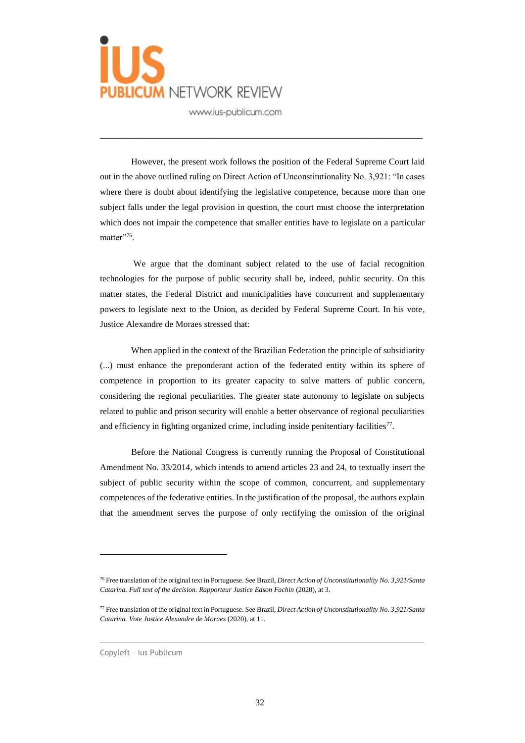However, the present work follows the position of the Federal Supreme Court laid out in the above outlined ruling on Direct Action of Unconstitutionality No. 3,921: "In cases where there is doubt about identifying the legislative competence, because more than one subject falls under the legal provision in question, the court must choose the interpretation which does not impair the competence that smaller entities have to legislate on a particular matter"[76].

We argue that the dominant subject related to the use of facial recognition technologies for the purpose of public security shall be, indeed, public security. On this matter states, the Federal District and municipalities have concurrent and supplementary powers to legislate next to the Union, as decided by Federal Supreme Court. In his vote, Justice Alexandre de Moraes stressed that:

> When applied in the context of the Brazilian Federation the principle of subsidiarity (...) must enhance the preponderant action of the federated entity within its sphere of competence in proportion to its greater capacity to solve matters of public concern, considering the regional peculiarities. The greater state autonomy to legislate on subjects related to public and prison security will enable a better observance of regional peculiarities and efficiency in fighting organized crime, including inside penitentiary facilities[77].

Before the National Congress is currently running the Proposal of Constitutional Amendment No. 33/2014, which intends to amend articles 23 and 24, to textually insert the subject of public security within the scope of common, concurrent, and supplementary competences of the federative entities. In the justification of the proposal, the authors explain that the amendment serves the purpose of only rectifying the omission of the original

---

[76] Free translation of the original text in Portuguese. See Brazil, *Direct Action of Unconstitutionality No. 3,921/Santa Catarina. Full text of the decision. Rapporteur Justice Edson Fachin* (2020), at 3.

[77] Free translation of the original text in Portuguese. See Brazil, *Direct Action of Unconstitutionality No. 3,921/Santa Catarina. Vote Justice Alexandre de Moraes* (2020), at 11.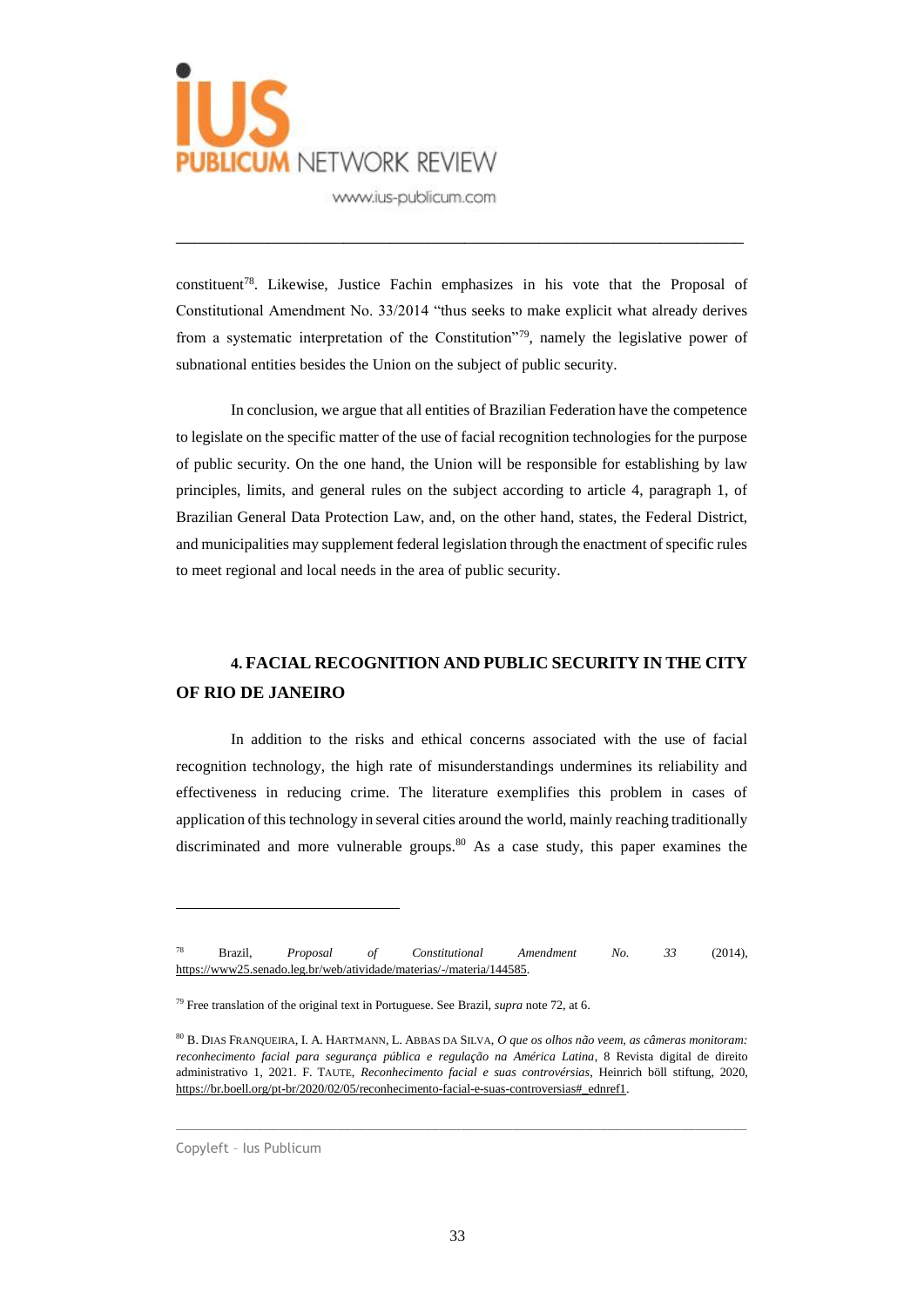constituent[78]. Likewise, Justice Fachin emphasizes in his vote that the Proposal of Constitutional Amendment No. 33/2014 "thus seeks to make explicit what already derives from a systematic interpretation of the Constitution"[79], namely the legislative power of subnational entities besides the Union on the subject of public security.

In conclusion, we argue that all entities of Brazilian Federation have the competence to legislate on the specific matter of the use of facial recognition technologies for the purpose of public security. On the one hand, the Union will be responsible for establishing by law principles, limits, and general rules on the subject according to article 4, paragraph 1, of Brazilian General Data Protection Law, and, on the other hand, states, the Federal District, and municipalities may supplement federal legislation through the enactment of specific rules to meet regional and local needs in the area of public security.

## 4. FACIAL RECOGNITION AND PUBLIC SECURITY IN THE CITY OF RIO DE JANEIRO

In addition to the risks and ethical concerns associated with the use of facial recognition technology, the high rate of misunderstandings undermines its reliability and effectiveness in reducing crime. The literature exemplifies this problem in cases of application of this technology in several cities around the world, mainly reaching traditionally discriminated and more vulnerable groups.[80] As a case study, this paper examines the

---

[78] Brazil, *Proposal of Constitutional Amendment No. 33* (2014), https://www25.senado.leg.br/web/atividade/materias/-/materia/144585.

[79] Free translation of the original text in Portuguese. See Brazil, *supra* note 72, at 6.

[80] B. Dias Franqueira, I. A. Hartmann, L. Abbas da Silva, *O que os olhos não veem, as câmeras monitoram: reconhecimento facial para segurança pública e regulação na América Latina*, 8 Revista digital de direito administrativo 1, 2021. F. Taute, *Reconhecimento facial e suas controvérsias*, Heinrich böll stiftung, 2020, https://br.boell.org/pt-br/2020/02/05/reconhecimento-facial-e-suas-controversias#_ednref1.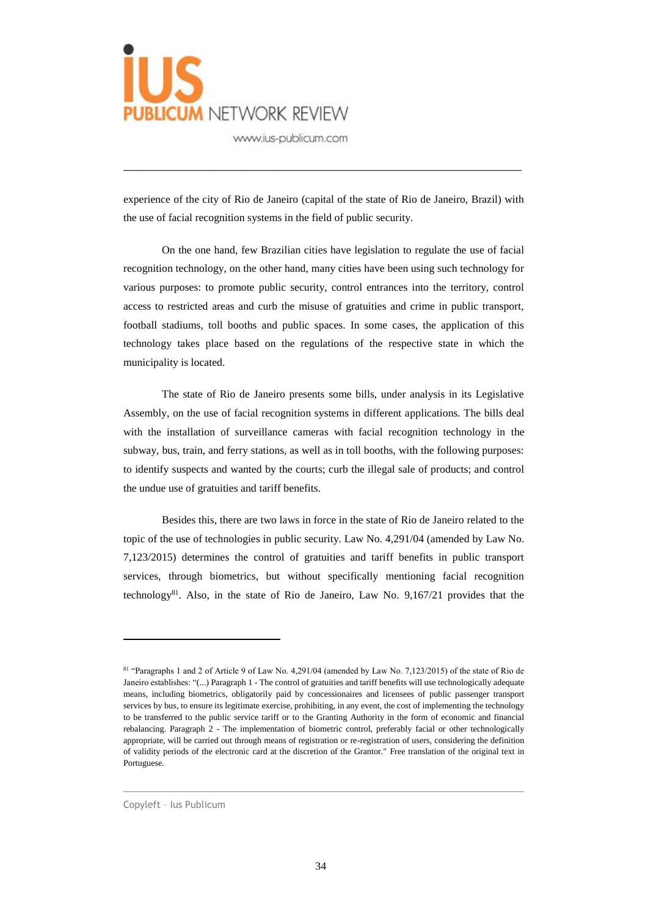experience of the city of Rio de Janeiro (capital of the state of Rio de Janeiro, Brazil) with the use of facial recognition systems in the field of public security.

On the one hand, few Brazilian cities have legislation to regulate the use of facial recognition technology, on the other hand, many cities have been using such technology for various purposes: to promote public security, control entrances into the territory, control access to restricted areas and curb the misuse of gratuities and crime in public transport, football stadiums, toll booths and public spaces. In some cases, the application of this technology takes place based on the regulations of the respective state in which the municipality is located.

The state of Rio de Janeiro presents some bills, under analysis in its Legislative Assembly, on the use of facial recognition systems in different applications. The bills deal with the installation of surveillance cameras with facial recognition technology in the subway, bus, train, and ferry stations, as well as in toll booths, with the following purposes: to identify suspects and wanted by the courts; curb the illegal sale of products; and control the undue use of gratuities and tariff benefits.

Besides this, there are two laws in force in the state of Rio de Janeiro related to the topic of the use of technologies in public security. Law No. 4,291/04 (amended by Law No. 7,123/2015) determines the control of gratuities and tariff benefits in public transport services, through biometrics, but without specifically mentioning facial recognition technology[81]. Also, in the state of Rio de Janeiro, Law No. 9,167/21 provides that the

---

[81] "Paragraphs 1 and 2 of Article 9 of Law No. 4,291/04 (amended by Law No. 7,123/2015) of the state of Rio de Janeiro establishes: "(...) Paragraph 1 - The control of gratuities and tariff benefits will use technologically adequate means, including biometrics, obligatorily paid by concessionaires and licensees of public passenger transport services by bus, to ensure its legitimate exercise, prohibiting, in any event, the cost of implementing the technology to be transferred to the public service tariff or to the Granting Authority in the form of economic and financial rebalancing. Paragraph 2 - The implementation of biometric control, preferably facial or other technologically appropriate, will be carried out through means of registration or re-registration of users, considering the definition of validity periods of the electronic card at the discretion of the Grantor." Free translation of the original text in Portuguese.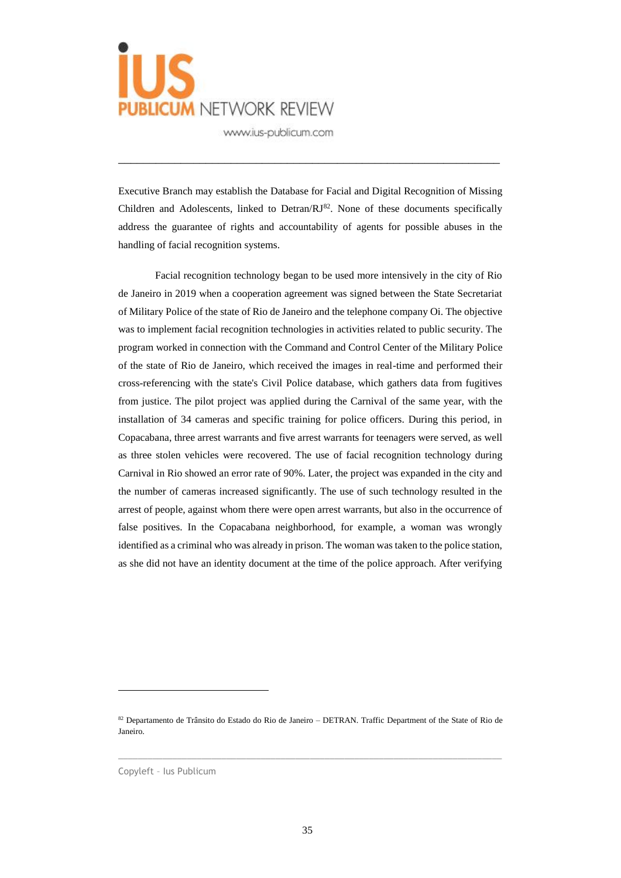Executive Branch may establish the Database for Facial and Digital Recognition of Missing Children and Adolescents, linked to Detran/RJ[82]. None of these documents specifically address the guarantee of rights and accountability of agents for possible abuses in the handling of facial recognition systems.

Facial recognition technology began to be used more intensively in the city of Rio de Janeiro in 2019 when a cooperation agreement was signed between the State Secretariat of Military Police of the state of Rio de Janeiro and the telephone company Oi. The objective was to implement facial recognition technologies in activities related to public security. The program worked in connection with the Command and Control Center of the Military Police of the state of Rio de Janeiro, which received the images in real-time and performed their cross-referencing with the state's Civil Police database, which gathers data from fugitives from justice. The pilot project was applied during the Carnival of the same year, with the installation of 34 cameras and specific training for police officers. During this period, in Copacabana, three arrest warrants and five arrest warrants for teenagers were served, as well as three stolen vehicles were recovered. The use of facial recognition technology during Carnival in Rio showed an error rate of 90%. Later, the project was expanded in the city and the number of cameras increased significantly. The use of such technology resulted in the arrest of people, against whom there were open arrest warrants, but also in the occurrence of false positives. In the Copacabana neighborhood, for example, a woman was wrongly identified as a criminal who was already in prison. The woman was taken to the police station, as she did not have an identity document at the time of the police approach. After verifying

---

[82] Departamento de Trânsito do Estado do Rio de Janeiro – DETRAN. Traffic Department of the State of Rio de Janeiro.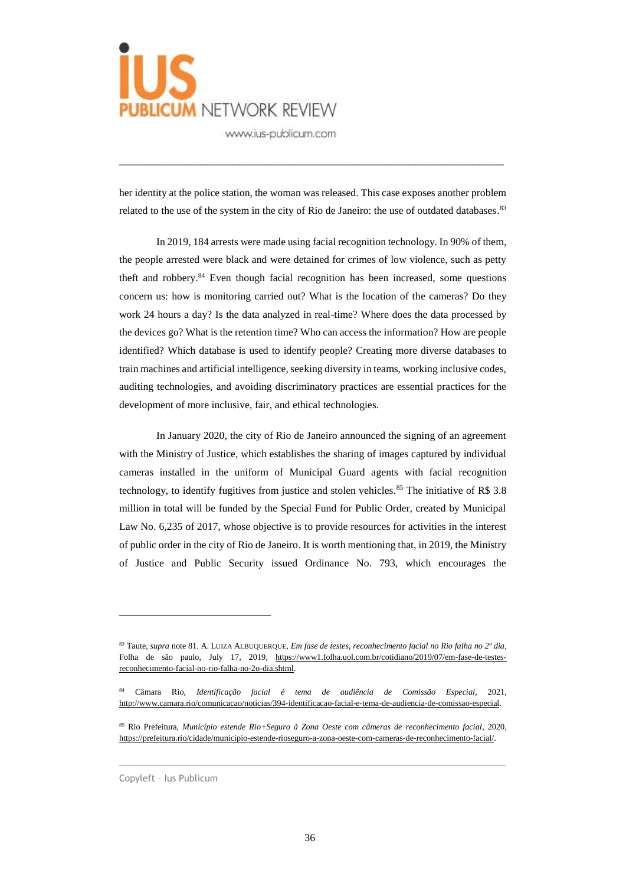her identity at the police station, the woman was released. This case exposes another problem related to the use of the system in the city of Rio de Janeiro: the use of outdated databases.[83]

In 2019, 184 arrests were made using facial recognition technology. In 90% of them, the people arrested were black and were detained for crimes of low violence, such as petty theft and robbery.[84] Even though facial recognition has been increased, some questions concern us: how is monitoring carried out? What is the location of the cameras? Do they work 24 hours a day? Is the data analyzed in real-time? Where does the data processed by the devices go? What is the retention time? Who can access the information? How are people identified? Which database is used to identify people? Creating more diverse databases to train machines and artificial intelligence, seeking diversity in teams, working inclusive codes, auditing technologies, and avoiding discriminatory practices are essential practices for the development of more inclusive, fair, and ethical technologies.

In January 2020, the city of Rio de Janeiro announced the signing of an agreement with the Ministry of Justice, which establishes the sharing of images captured by individual cameras installed in the uniform of Municipal Guard agents with facial recognition technology, to identify fugitives from justice and stolen vehicles.[85] The initiative of R$ 3.8 million in total will be funded by the Special Fund for Public Order, created by Municipal Law No. 6,235 of 2017, whose objective is to provide resources for activities in the interest of public order in the city of Rio de Janeiro. It is worth mentioning that, in 2019, the Ministry of Justice and Public Security issued Ordinance No. 793, which encourages the

---

[83] Taute, *supra* note 81. A. LUIZA ALBUQUERQUE, *Em fase de testes, reconhecimento facial no Rio falha no 2º dia*, Folha de são paulo, July 17, 2019, https://www1.folha.uol.com.br/cotidiano/2019/07/em-fase-de-testes-reconhecimento-facial-no-rio-falha-no-2o-dia.shtml.

[84] Câmara Rio, *Identificação facial é tema de audiência de Comissão Especial*, 2021, http://www.camara.rio/comunicacao/noticias/394-identificacao-facial-e-tema-de-audiencia-de-comissao-especial.

[85] Rio Prefeitura, *Município estende Rio+Seguro à Zona Oeste com câmeras de reconhecimento facial*, 2020, https://prefeitura.rio/cidade/municipio-estende-rioseguro-a-zona-oeste-com-cameras-de-reconhecimento-facial/.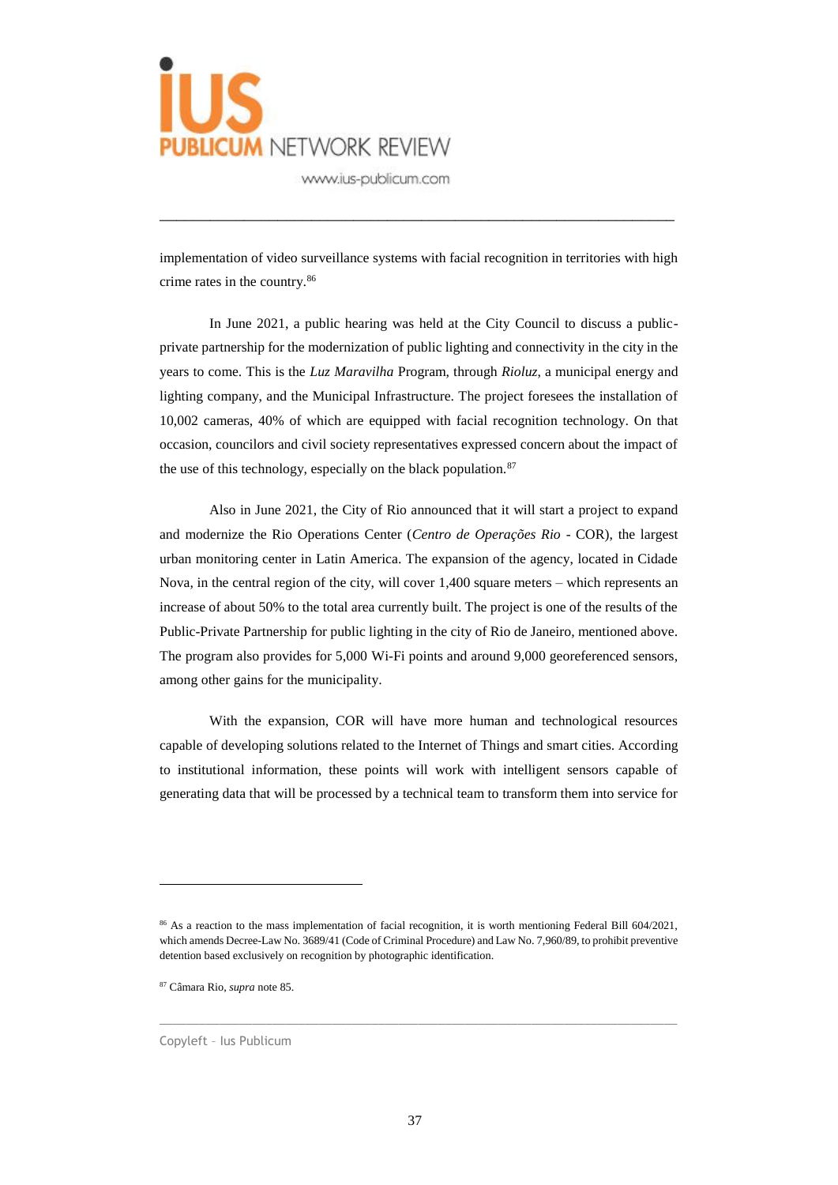implementation of video surveillance systems with facial recognition in territories with high crime rates in the country.[86]

In June 2021, a public hearing was held at the City Council to discuss a public-private partnership for the modernization of public lighting and connectivity in the city in the years to come. This is the *Luz Maravilha* Program, through *Rioluz*, a municipal energy and lighting company, and the Municipal Infrastructure. The project foresees the installation of 10,002 cameras, 40% of which are equipped with facial recognition technology. On that occasion, councilors and civil society representatives expressed concern about the impact of the use of this technology, especially on the black population.[87]

Also in June 2021, the City of Rio announced that it will start a project to expand and modernize the Rio Operations Center (*Centro de Operações Rio* - COR), the largest urban monitoring center in Latin America. The expansion of the agency, located in Cidade Nova, in the central region of the city, will cover 1,400 square meters – which represents an increase of about 50% to the total area currently built. The project is one of the results of the Public-Private Partnership for public lighting in the city of Rio de Janeiro, mentioned above. The program also provides for 5,000 Wi-Fi points and around 9,000 georeferenced sensors, among other gains for the municipality.

With the expansion, COR will have more human and technological resources capable of developing solutions related to the Internet of Things and smart cities. According to institutional information, these points will work with intelligent sensors capable of generating data that will be processed by a technical team to transform them into service for

---

[86] As a reaction to the mass implementation of facial recognition, it is worth mentioning Federal Bill 604/2021, which amends Decree-Law No. 3689/41 (Code of Criminal Procedure) and Law No. 7,960/89, to prohibit preventive detention based exclusively on recognition by photographic identification.

[87] Câmara Rio, *supra* note 85.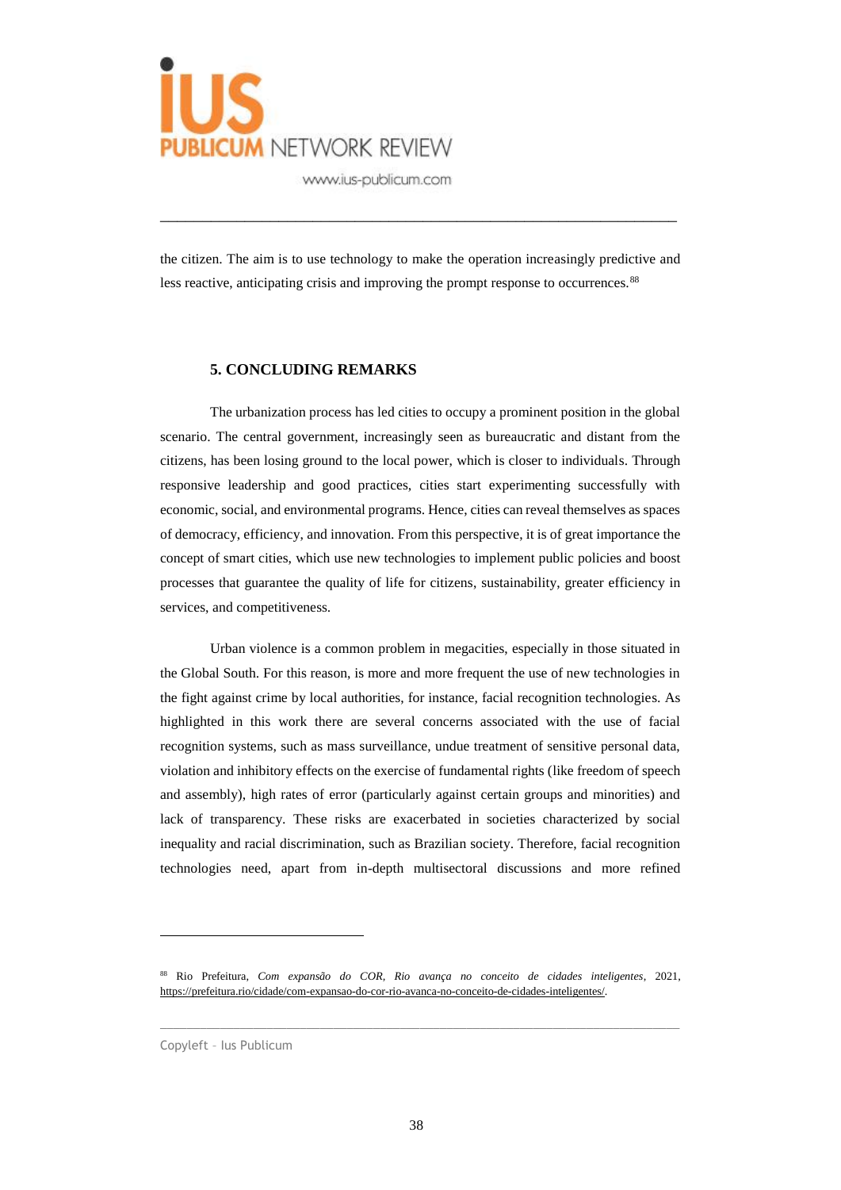the citizen. The aim is to use technology to make the operation increasingly predictive and less reactive, anticipating crisis and improving the prompt response to occurrences.[88]

## 5. CONCLUDING REMARKS

The urbanization process has led cities to occupy a prominent position in the global scenario. The central government, increasingly seen as bureaucratic and distant from the citizens, has been losing ground to the local power, which is closer to individuals. Through responsive leadership and good practices, cities start experimenting successfully with economic, social, and environmental programs. Hence, cities can reveal themselves as spaces of democracy, efficiency, and innovation. From this perspective, it is of great importance the concept of smart cities, which use new technologies to implement public policies and boost processes that guarantee the quality of life for citizens, sustainability, greater efficiency in services, and competitiveness.

Urban violence is a common problem in megacities, especially in those situated in the Global South. For this reason, is more and more frequent the use of new technologies in the fight against crime by local authorities, for instance, facial recognition technologies. As highlighted in this work there are several concerns associated with the use of facial recognition systems, such as mass surveillance, undue treatment of sensitive personal data, violation and inhibitory effects on the exercise of fundamental rights (like freedom of speech and assembly), high rates of error (particularly against certain groups and minorities) and lack of transparency. These risks are exacerbated in societies characterized by social inequality and racial discrimination, such as Brazilian society. Therefore, facial recognition technologies need, apart from in-depth multisectoral discussions and more refined

---

[88] Rio Prefeitura, *Com expansão do COR, Rio avança no conceito de cidades inteligentes*, 2021, https://prefeitura.rio/cidade/com-expansao-do-cor-rio-avanca-no-conceito-de-cidades-inteligentes/.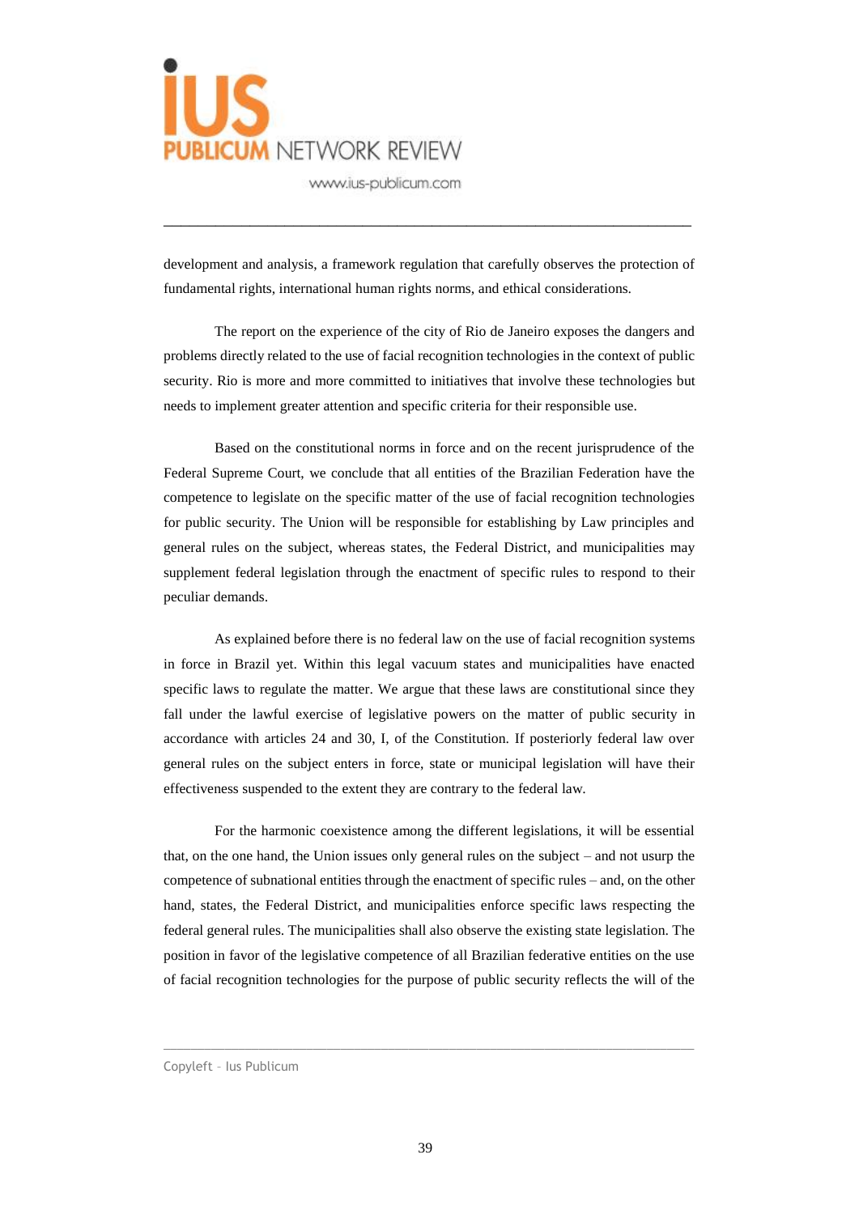development and analysis, a framework regulation that carefully observes the protection of fundamental rights, international human rights norms, and ethical considerations.

The report on the experience of the city of Rio de Janeiro exposes the dangers and problems directly related to the use of facial recognition technologies in the context of public security. Rio is more and more committed to initiatives that involve these technologies but needs to implement greater attention and specific criteria for their responsible use.

Based on the constitutional norms in force and on the recent jurisprudence of the Federal Supreme Court, we conclude that all entities of the Brazilian Federation have the competence to legislate on the specific matter of the use of facial recognition technologies for public security. The Union will be responsible for establishing by Law principles and general rules on the subject, whereas states, the Federal District, and municipalities may supplement federal legislation through the enactment of specific rules to respond to their peculiar demands.

As explained before there is no federal law on the use of facial recognition systems in force in Brazil yet. Within this legal vacuum states and municipalities have enacted specific laws to regulate the matter. We argue that these laws are constitutional since they fall under the lawful exercise of legislative powers on the matter of public security in accordance with articles 24 and 30, I, of the Constitution. If posteriorly federal law over general rules on the subject enters in force, state or municipal legislation will have their effectiveness suspended to the extent they are contrary to the federal law.

For the harmonic coexistence among the different legislations, it will be essential that, on the one hand, the Union issues only general rules on the subject – and not usurp the competence of subnational entities through the enactment of specific rules – and, on the other hand, states, the Federal District, and municipalities enforce specific laws respecting the federal general rules. The municipalities shall also observe the existing state legislation. The position in favor of the legislative competence of all Brazilian federative entities on the use of facial recognition technologies for the purpose of public security reflects the will of the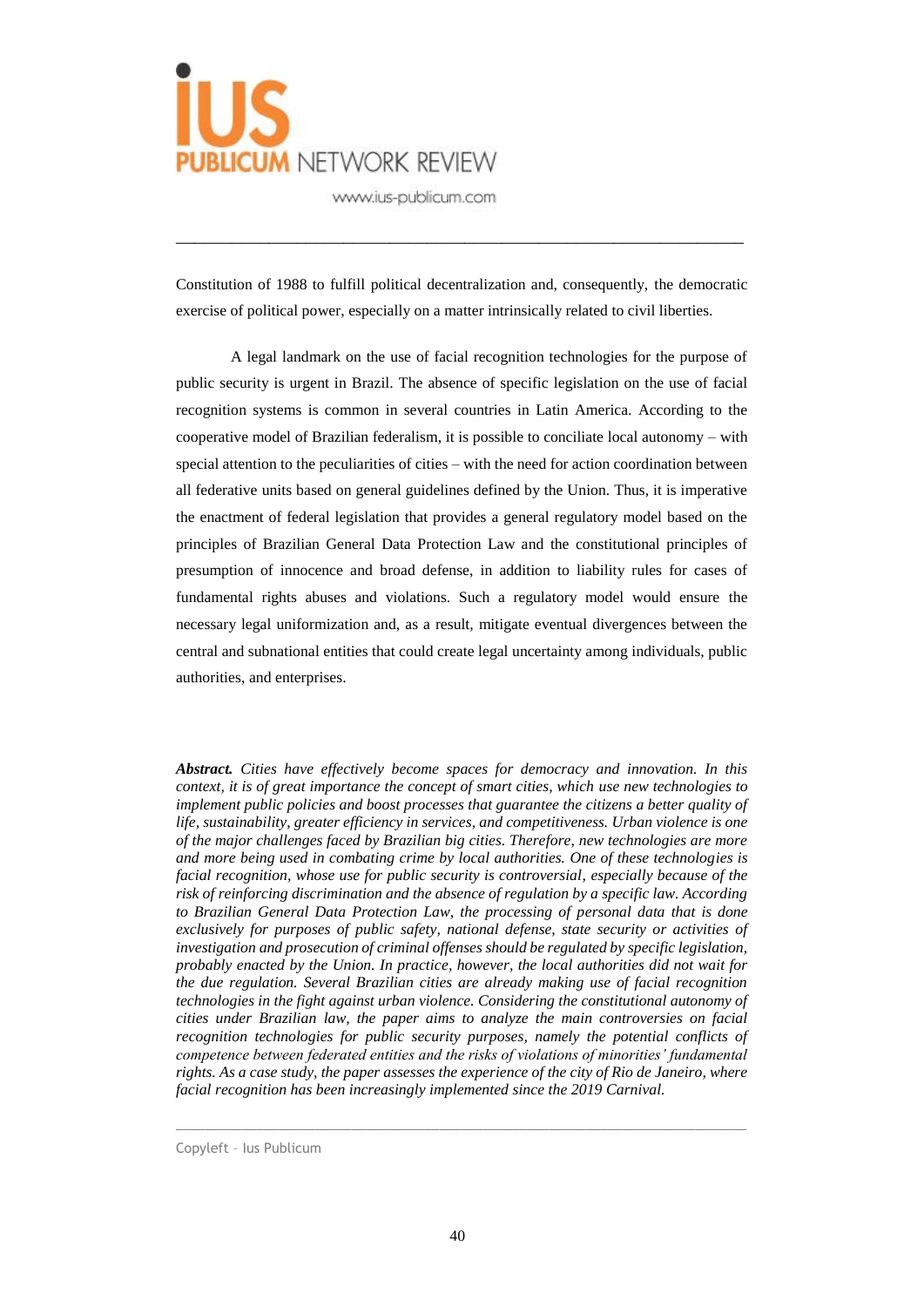Constitution of 1988 to fulfill political decentralization and, consequently, the democratic exercise of political power, especially on a matter intrinsically related to civil liberties.

A legal landmark on the use of facial recognition technologies for the purpose of public security is urgent in Brazil. The absence of specific legislation on the use of facial recognition systems is common in several countries in Latin America. According to the cooperative model of Brazilian federalism, it is possible to conciliate local autonomy – with special attention to the peculiarities of cities – with the need for action coordination between all federative units based on general guidelines defined by the Union. Thus, it is imperative the enactment of federal legislation that provides a general regulatory model based on the principles of Brazilian General Data Protection Law and the constitutional principles of presumption of innocence and broad defense, in addition to liability rules for cases of fundamental rights abuses and violations. Such a regulatory model would ensure the necessary legal uniformization and, as a result, mitigate eventual divergences between the central and subnational entities that could create legal uncertainty among individuals, public authorities, and enterprises.

***Abstract.*** *Cities have effectively become spaces for democracy and innovation. In this context, it is of great importance the concept of smart cities, which use new technologies to implement public policies and boost processes that guarantee the citizens a better quality of life, sustainability, greater efficiency in services, and competitiveness. Urban violence is one of the major challenges faced by Brazilian big cities. Therefore, new technologies are more and more being used in combating crime by local authorities. One of these technologies is facial recognition, whose use for public security is controversial, especially because of the risk of reinforcing discrimination and the absence of regulation by a specific law. According to Brazilian General Data Protection Law, the processing of personal data that is done exclusively for purposes of public safety, national defense, state security or activities of investigation and prosecution of criminal offenses should be regulated by specific legislation, probably enacted by the Union. In practice, however, the local authorities did not wait for the due regulation. Several Brazilian cities are already making use of facial recognition technologies in the fight against urban violence. Considering the constitutional autonomy of cities under Brazilian law, the paper aims to analyze the main controversies on facial recognition technologies for public security purposes, namely the potential conflicts of competence between federated entities and the risks of violations of minorities' fundamental rights. As a case study, the paper assesses the experience of the city of Rio de Janeiro, where facial recognition has been increasingly implemented since the 2019 Carnival.*